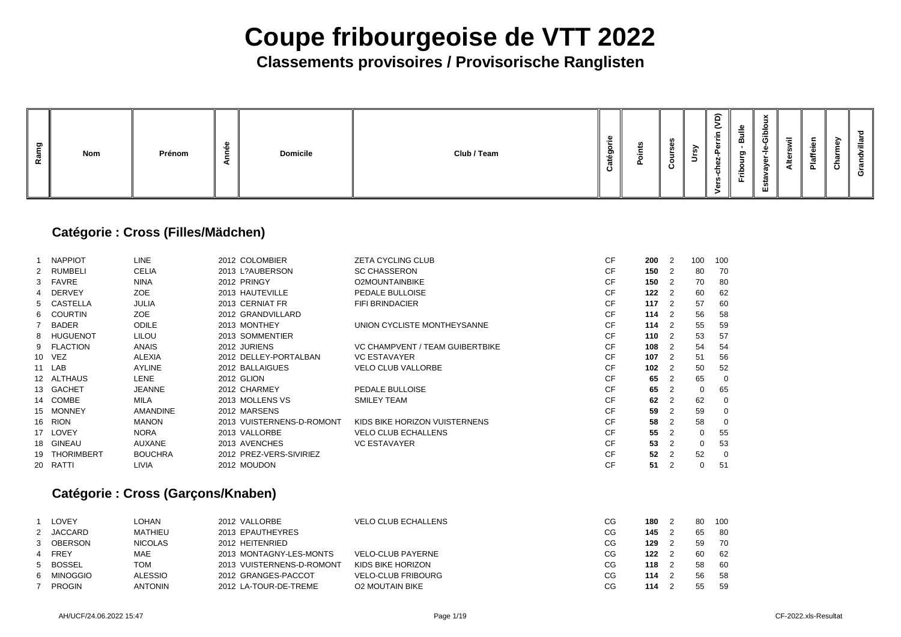# Coupe fribourgeoise de VTT 2022

## Classements provisoires / Provisorische Ranglisten

| Ramg | Nom | Prénom | Année | Domicile | Club / Team | Catégorie | Points | Courses | Ursy | Vers-chez-Perrin (VD) | Fribourg - Bulle | Estavayer-le-Gibloux | Alterswil | Plaffeien | Charmey | Grandvillard |
|---|---|---|---|---|---|---|---|---|---|---|---|---|---|---|---|---|

### Catégorie : Cross (Filles/Mädchen)

| Ramg | Nom | Prénom | Année | Domicile | Club / Team | Catégorie | Points | Courses | Ursy | Vers-chez-Perrin (VD) | Fribourg - Bulle | Estavayer-le-Gibloux | Alterswil | Plaffeien | Charmey | Grandvillard |
|---|---|---|---|---|---|---|---|---|---|---|---|---|---|---|---|---|
| 1 | NAPPIOT | LINE | 2012 | COLOMBIER | ZETA CYCLING CLUB | CF | **200** | 2 | 100 | 100 | | | | | | |
| 2 | RUMBELI | CELIA | 2013 | L?AUBERSON | SC CHASSERON | CF | **150** | 2 | 80 | 70 | | | | | | |
| 3 | FAVRE | NINA | 2012 | PRINGY | O2MOUNTAINBIKE | CF | **150** | 2 | 70 | 80 | | | | | | |
| 4 | DERVEY | ZOE | 2013 | HAUTEVILLE | PEDALE BULLOISE | CF | **122** | 2 | 60 | 62 | | | | | | |
| 5 | CASTELLA | JULIA | 2013 | CERNIAT FR | FIFI BRINDACIER | CF | **117** | 2 | 57 | 60 | | | | | | |
| 6 | COURTIN | ZOE | 2012 | GRANDVILLARD | | CF | **114** | 2 | 56 | 58 | | | | | | |
| 7 | BADER | ODILE | 2013 | MONTHEY | UNION CYCLISTE MONTHEYSANNE | CF | **114** | 2 | 55 | 59 | | | | | | |
| 8 | HUGUENOT | LILOU | 2013 | SOMMENTIER | | CF | **110** | 2 | 53 | 57 | | | | | | |
| 9 | FLACTION | ANAIS | 2012 | JURIENS | VC CHAMPVENT / TEAM GUIBERTBIKE | CF | **108** | 2 | 54 | 54 | | | | | | |
| 10 | VEZ | ALEXIA | 2012 | DELLEY-PORTALBAN | VC ESTAVAYER | CF | **107** | 2 | 51 | 56 | | | | | | |
| 11 | LAB | AYLINE | 2012 | BALLAIGUES | VELO CLUB VALLORBE | CF | **102** | 2 | 50 | 52 | | | | | | |
| 12 | ALTHAUS | LENE | 2012 | GLION | | CF | **65** | 2 | 65 | 0 | | | | | | |
| 13 | GACHET | JEANNE | 2012 | CHARMEY | PEDALE BULLOISE | CF | **65** | 2 | 0 | 65 | | | | | | |
| 14 | COMBE | MILA | 2013 | MOLLENS VS | SMILEY TEAM | CF | **62** | 2 | 62 | 0 | | | | | | |
| 15 | MONNEY | AMANDINE | 2012 | MARSENS | | CF | **59** | 2 | 59 | 0 | | | | | | |
| 16 | RION | MANON | 2013 | VUISTERNENS-D-ROMONT | KIDS BIKE HORIZON VUISTERNENS | CF | **58** | 2 | 58 | 0 | | | | | | |
| 17 | LOVEY | NORA | 2013 | VALLORBE | VELO CLUB ECHALLENS | CF | **55** | 2 | 0 | 55 | | | | | | |
| 18 | GINEAU | AUXANE | 2013 | AVENCHES | VC ESTAVAYER | CF | **53** | 2 | 0 | 53 | | | | | | |
| 19 | THORIMBERT | BOUCHRA | 2012 | PREZ-VERS-SIVIRIEZ | | CF | **52** | 2 | 52 | 0 | | | | | | |
| 20 | RATTI | LIVIA | 2012 | MOUDON | | CF | **51** | 2 | 0 | 51 | | | | | | |

### Catégorie : Cross (Garçons/Knaben)

| Ramg | Nom | Prénom | Année | Domicile | Club / Team | Catégorie | Points | Courses | Ursy | Vers-chez-Perrin (VD) | Fribourg - Bulle | Estavayer-le-Gibloux | Alterswil | Plaffeien | Charmey | Grandvillard |
|---|---|---|---|---|---|---|---|---|---|---|---|---|---|---|---|---|
| 1 | LOVEY | LOHAN | 2012 | VALLORBE | VELO CLUB ECHALLENS | CG | **180** | 2 | 80 | 100 | | | | | | |
| 2 | JACCARD | MATHIEU | 2013 | EPAUTHEYRES | | CG | **145** | 2 | 65 | 80 | | | | | | |
| 3 | OBERSON | NICOLAS | 2012 | HEITENRIED | | CG | **129** | 2 | 59 | 70 | | | | | | |
| 4 | FREY | MAE | 2013 | MONTAGNY-LES-MONTS | VELO-CLUB PAYERNE | CG | **122** | 2 | 60 | 62 | | | | | | |
| 5 | BOSSEL | TOM | 2013 | VUISTERNENS-D-ROMONT | KIDS BIKE HORIZON | CG | **118** | 2 | 58 | 60 | | | | | | |
| 6 | MINOGGIO | ALESSIO | 2012 | GRANGES-PACCOT | VELO-CLUB FRIBOURG | CG | **114** | 2 | 56 | 58 | | | | | | |
| 7 | PROGIN | ANTONIN | 2012 | LA-TOUR-DE-TREME | O2 MOUTAIN BIKE | CG | **114** | 2 | 55 | 59 | | | | | | |

AH/UCF/24.06.2022 15:47 — CF-2022.xls-Resultat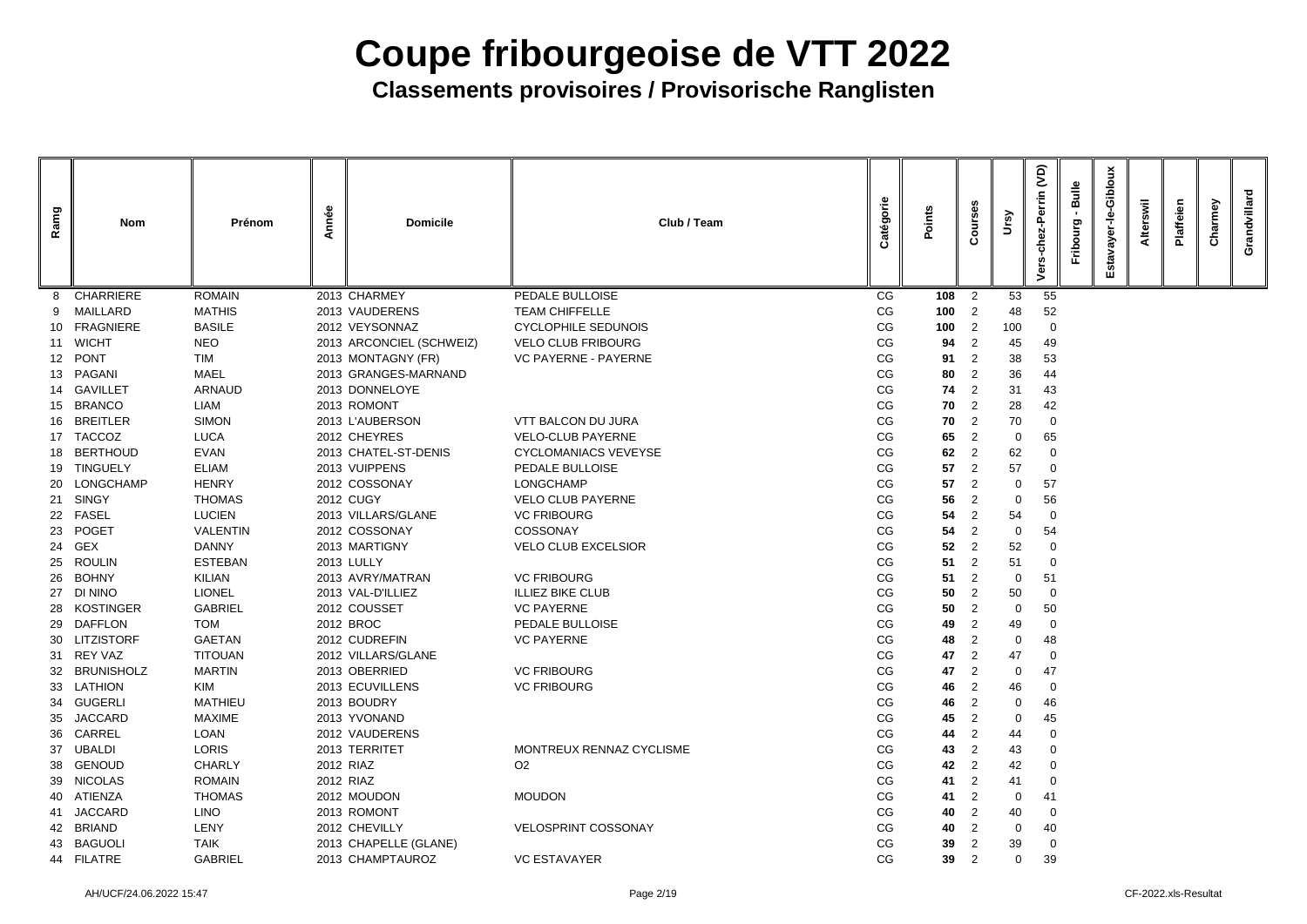# Coupe fribourgeoise de VTT 2022

## Classements provisoires / Provisorische Ranglisten

| Ramg | Nom | Prénom | Année | Domicile | Club / Team | Catégorie | Points | Courses | Ursy | Vers-chez-Perrin (VD) | Fribourg - Bulle | Estavayer-le-Gibloux | Alterswil | Plaffeien | Charmey | Grandvillard |
|---|---|---|---|---|---|---|---|---|---|---|---|---|---|---|---|---|
| 8 | CHARRIERE | ROMAIN | 2013 | CHARMEY | PEDALE BULLOISE | CG | **108** | 2 | 53 | 55 | | | | | | |
| 9 | MAILLARD | MATHIS | 2013 | VAUDERENS | TEAM CHIFFELLE | CG | **100** | 2 | 48 | 52 | | | | | | |
| 10 | FRAGNIERE | BASILE | 2012 | VEYSONNAZ | CYCLOPHILE SEDUNOIS | CG | **100** | 2 | 100 | 0 | | | | | | |
| 11 | WICHT | NEO | 2013 | ARCONCIEL (SCHWEIZ) | VELO CLUB FRIBOURG | CG | **94** | 2 | 45 | 49 | | | | | | |
| 12 | PONT | TIM | 2013 | MONTAGNY (FR) | VC PAYERNE - PAYERNE | CG | **91** | 2 | 38 | 53 | | | | | | |
| 13 | PAGANI | MAEL | 2013 | GRANGES-MARNAND | | CG | **80** | 2 | 36 | 44 | | | | | | |
| 14 | GAVILLET | ARNAUD | 2013 | DONNELOYE | | CG | **74** | 2 | 31 | 43 | | | | | | |
| 15 | BRANCO | LIAM | 2013 | ROMONT | | CG | **70** | 2 | 28 | 42 | | | | | | |
| 16 | BREITLER | SIMON | 2013 | L'AUBERSON | VTT BALCON DU JURA | CG | **70** | 2 | 70 | 0 | | | | | | |
| 17 | TACCOZ | LUCA | 2012 | CHEYRES | VELO-CLUB PAYERNE | CG | **65** | 2 | 0 | 65 | | | | | | |
| 18 | BERTHOUD | EVAN | 2013 | CHATEL-ST-DENIS | CYCLOMANIACS VEVEYSE | CG | **62** | 2 | 62 | 0 | | | | | | |
| 19 | TINGUELY | ELIAM | 2013 | VUIPPENS | PEDALE BULLOISE | CG | **57** | 2 | 57 | 0 | | | | | | |
| 20 | LONGCHAMP | HENRY | 2012 | COSSONAY | LONGCHAMP | CG | **57** | 2 | 0 | 57 | | | | | | |
| 21 | SINGY | THOMAS | 2012 | CUGY | VELO CLUB PAYERNE | CG | **56** | 2 | 0 | 56 | | | | | | |
| 22 | FASEL | LUCIEN | 2013 | VILLARS/GLANE | VC FRIBOURG | CG | **54** | 2 | 54 | 0 | | | | | | |
| 23 | POGET | VALENTIN | 2012 | COSSONAY | COSSONAY | CG | **54** | 2 | 0 | 54 | | | | | | |
| 24 | GEX | DANNY | 2013 | MARTIGNY | VELO CLUB EXCELSIOR | CG | **52** | 2 | 52 | 0 | | | | | | |
| 25 | ROULIN | ESTEBAN | 2013 | LULLY | | CG | **51** | 2 | 51 | 0 | | | | | | |
| 26 | BOHNY | KILIAN | 2013 | AVRY/MATRAN | VC FRIBOURG | CG | **51** | 2 | 0 | 51 | | | | | | |
| 27 | DI NINO | LIONEL | 2013 | VAL-D'ILLIEZ | ILLIEZ BIKE CLUB | CG | **50** | 2 | 50 | 0 | | | | | | |
| 28 | KOSTINGER | GABRIEL | 2012 | COUSSET | VC PAYERNE | CG | **50** | 2 | 0 | 50 | | | | | | |
| 29 | DAFFLON | TOM | 2012 | BROC | PEDALE BULLOISE | CG | **49** | 2 | 49 | 0 | | | | | | |
| 30 | LITZISTORF | GAETAN | 2012 | CUDREFIN | VC PAYERNE | CG | **48** | 2 | 0 | 48 | | | | | | |
| 31 | REY VAZ | TITOUAN | 2012 | VILLARS/GLANE | | CG | **47** | 2 | 47 | 0 | | | | | | |
| 32 | BRUNISHOLZ | MARTIN | 2013 | OBERRIED | VC FRIBOURG | CG | **47** | 2 | 0 | 47 | | | | | | |
| 33 | LATHION | KIM | 2013 | ECUVILLENS | VC FRIBOURG | CG | **46** | 2 | 46 | 0 | | | | | | |
| 34 | GUGERLI | MATHIEU | 2013 | BOUDRY | | CG | **46** | 2 | 0 | 46 | | | | | | |
| 35 | JACCARD | MAXIME | 2013 | YVONAND | | CG | **45** | 2 | 0 | 45 | | | | | | |
| 36 | CARREL | LOAN | 2012 | VAUDERENS | | CG | **44** | 2 | 44 | 0 | | | | | | |
| 37 | UBALDI | LORIS | 2013 | TERRITET | MONTREUX RENNAZ CYCLISME | CG | **43** | 2 | 43 | 0 | | | | | | |
| 38 | GENOUD | CHARLY | 2012 | RIAZ | O2 | CG | **42** | 2 | 42 | 0 | | | | | | |
| 39 | NICOLAS | ROMAIN | 2012 | RIAZ | | CG | **41** | 2 | 41 | 0 | | | | | | |
| 40 | ATIENZA | THOMAS | 2012 | MOUDON | MOUDON | CG | **41** | 2 | 0 | 41 | | | | | | |
| 41 | JACCARD | LINO | 2013 | ROMONT | | CG | **40** | 2 | 40 | 0 | | | | | | |
| 42 | BRIAND | LENY | 2012 | CHEVILLY | VELOSPRINT COSSONAY | CG | **40** | 2 | 0 | 40 | | | | | | |
| 43 | BAGUOLI | TAIK | 2013 | CHAPELLE (GLANE) | | CG | **39** | 2 | 39 | 0 | | | | | | |
| 44 | FILATRE | GABRIEL | 2013 | CHAMPTAUROZ | VC ESTAVAYER | CG | **39** | 2 | 0 | 39 | | | | | | |

AH/UCF/24.06.2022 15:47 CF-2022.xls-Resultat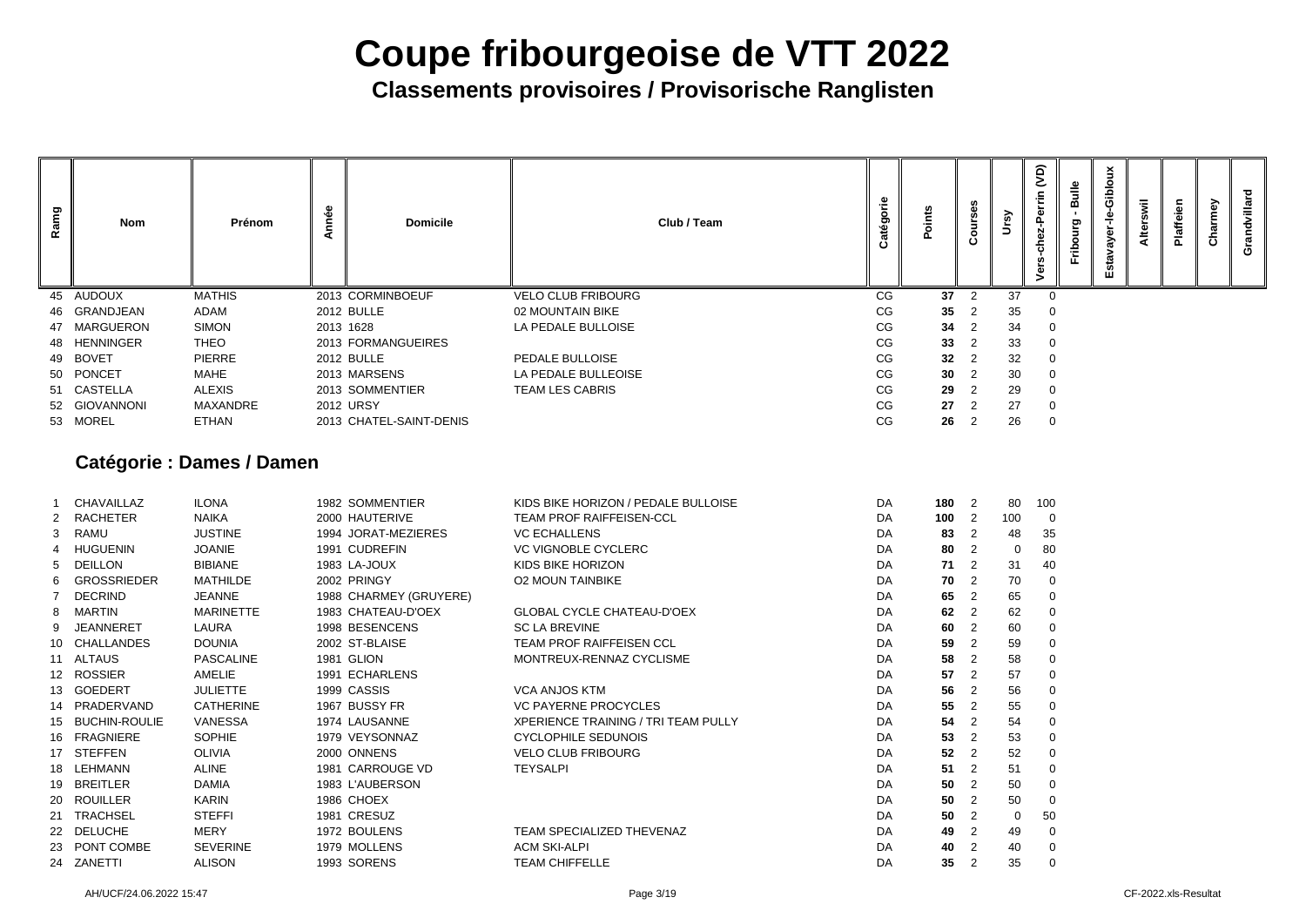# Coupe fribourgeoise de VTT 2022

## Classements provisoires / Provisorische Ranglisten

| Rang | Nom | Prénom | Année | Domicile | Club / Team | Catégorie | Points | Courses | Ursy | Vers-chez-Perrin (VD) | Fribourg - Bulle | Estavayer-le-Gibloux | Alterswil | Plaffeien | Charmey | Grandvillard |
|---|---|---|---|---|---|---|---|---|---|---|---|---|---|---|---|---|
| 45 | AUDOUX | MATHIS | 2013 | CORMINBOEUF | VELO CLUB FRIBOURG | CG | **37** | 2 | 37 | 0 | | | | | | |
| 46 | GRANDJEAN | ADAM | 2012 | BULLE | 02 MOUNTAIN BIKE | CG | **35** | 2 | 35 | 0 | | | | | | |
| 47 | MARGUERON | SIMON | 2013 | 1628 | LA PEDALE BULLOISE | CG | **34** | 2 | 34 | 0 | | | | | | |
| 48 | HENNINGER | THEO | 2013 | FORMANGUEIRES | | CG | **33** | 2 | 33 | 0 | | | | | | |
| 49 | BOVET | PIERRE | 2012 | BULLE | PEDALE BULLOISE | CG | **32** | 2 | 32 | 0 | | | | | | |
| 50 | PONCET | MAHE | 2013 | MARSENS | LA PEDALE BULLEOISE | CG | **30** | 2 | 30 | 0 | | | | | | |
| 51 | CASTELLA | ALEXIS | 2013 | SOMMENTIER | TEAM LES CABRIS | CG | **29** | 2 | 29 | 0 | | | | | | |
| 52 | GIOVANNONI | MAXANDRE | 2012 | URSY | | CG | **27** | 2 | 27 | 0 | | | | | | |
| 53 | MOREL | ETHAN | 2013 | CHATEL-SAINT-DENIS | | CG | **26** | 2 | 26 | 0 | | | | | | |

### Catégorie : Dames / Damen

| Rang | Nom | Prénom | Année | Domicile | Club / Team | Catégorie | Points | Courses | Ursy | Vers-chez-Perrin (VD) | Fribourg - Bulle | Estavayer-le-Gibloux | Alterswil | Plaffeien | Charmey | Grandvillard |
|---|---|---|---|---|---|---|---|---|---|---|---|---|---|---|---|---|
| 1 | CHAVAILLAZ | ILONA | 1982 | SOMMENTIER | KIDS BIKE HORIZON / PEDALE BULLOISE | DA | **180** | 2 | 80 | 100 | | | | | | |
| 2 | RACHETER | NAIKA | 2000 | HAUTERIVE | TEAM PROF RAIFFEISEN-CCL | DA | **100** | 2 | 100 | 0 | | | | | | |
| 3 | RAMU | JUSTINE | 1994 | JORAT-MEZIERES | VC ECHALLENS | DA | **83** | 2 | 48 | 35 | | | | | | |
| 4 | HUGUENIN | JOANIE | 1991 | CUDREFIN | VC VIGNOBLE CYCLERC | DA | **80** | 2 | 0 | 80 | | | | | | |
| 5 | DEILLON | BIBIANE | 1983 | LA-JOUX | KIDS BIKE HORIZON | DA | **71** | 2 | 31 | 40 | | | | | | |
| 6 | GROSSRIEDER | MATHILDE | 2002 | PRINGY | O2 MOUN TAINBIKE | DA | **70** | 2 | 70 | 0 | | | | | | |
| 7 | DECRIND | JEANNE | 1988 | CHARMEY (GRUYERE) | | DA | **65** | 2 | 65 | 0 | | | | | | |
| 8 | MARTIN | MARINETTE | 1983 | CHATEAU-D'OEX | GLOBAL CYCLE CHATEAU-D'OEX | DA | **62** | 2 | 62 | 0 | | | | | | |
| 9 | JEANNERET | LAURA | 1998 | BESENCENS | SC LA BREVINE | DA | **60** | 2 | 60 | 0 | | | | | | |
| 10 | CHALLANDES | DOUNIA | 2002 | ST-BLAISE | TEAM PROF RAIFFEISEN CCL | DA | **59** | 2 | 59 | 0 | | | | | | |
| 11 | ALTAUS | PASCALINE | 1981 | GLION | MONTREUX-RENNAZ CYCLISME | DA | **58** | 2 | 58 | 0 | | | | | | |
| 12 | ROSSIER | AMELIE | 1991 | ECHARLENS | | DA | **57** | 2 | 57 | 0 | | | | | | |
| 13 | GOEDERT | JULIETTE | 1999 | CASSIS | VCA ANJOS KTM | DA | **56** | 2 | 56 | 0 | | | | | | |
| 14 | PRADERVAND | CATHERINE | 1967 | BUSSY FR | VC PAYERNE PROCYCLES | DA | **55** | 2 | 55 | 0 | | | | | | |
| 15 | BUCHIN-ROULIE | VANESSA | 1974 | LAUSANNE | XPERIENCE TRAINING / TRI TEAM PULLY | DA | **54** | 2 | 54 | 0 | | | | | | |
| 16 | FRAGNIERE | SOPHIE | 1979 | VEYSONNAZ | CYCLOPHILE SEDUNOIS | DA | **53** | 2 | 53 | 0 | | | | | | |
| 17 | STEFFEN | OLIVIA | 2000 | ONNENS | VELO CLUB FRIBOURG | DA | **52** | 2 | 52 | 0 | | | | | | |
| 18 | LEHMANN | ALINE | 1981 | CARROUGE VD | TEYSALPI | DA | **51** | 2 | 51 | 0 | | | | | | |
| 19 | BREITLER | DAMIA | 1983 | L'AUBERSON | | DA | **50** | 2 | 50 | 0 | | | | | | |
| 20 | ROUILLER | KARIN | 1986 | CHOEX | | DA | **50** | 2 | 50 | 0 | | | | | | |
| 21 | TRACHSEL | STEFFI | 1981 | CRESUZ | | DA | **50** | 2 | 0 | 50 | | | | | | |
| 22 | DELUCHE | MERY | 1972 | BOULENS | TEAM SPECIALIZED THEVENAZ | DA | **49** | 2 | 49 | 0 | | | | | | |
| 23 | PONT COMBE | SEVERINE | 1979 | MOLLENS | ACM SKI-ALPI | DA | **40** | 2 | 40 | 0 | | | | | | |
| 24 | ZANETTI | ALISON | 1993 | SORENS | TEAM CHIFFELLE | DA | **35** | 2 | 35 | 0 | | | | | | |

AH/UCF/24.06.2022 15:47 — CF-2022.xls-Resultat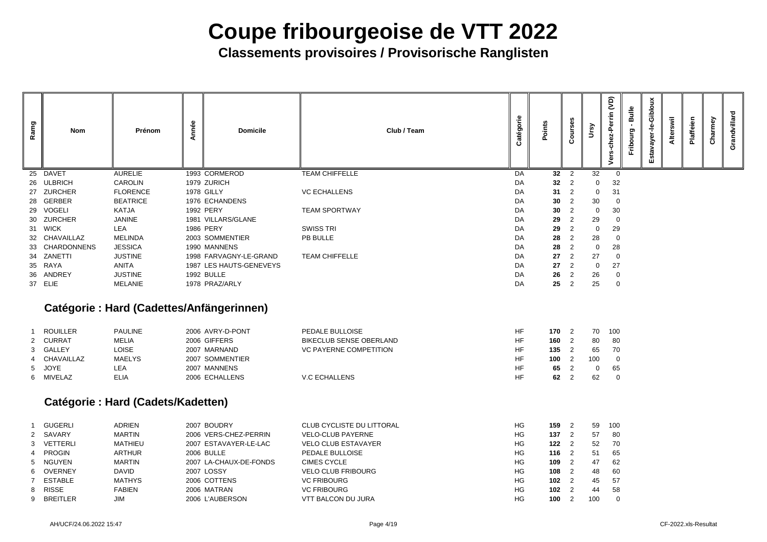// Coupe fribourgeoise de VTT 2022 — page 4 of 19
# Coupe fribourgeoise de VTT 2022

## Classements provisoires / Provisorische Ranglisten

| Ramg | Nom | Prénom | Année | Domicile | Club / Team | Catégorie | Points | Courses | Ursy | Vers-chez-Perrin (VD) | Fribourg - Bulle | Estavayer-le-Gibloux | Alterswil | Plaffeien | Charmey | Grandvillard |
|---|---|---|---|---|---|---|---|---|---|---|---|---|---|---|---|---|
| 25 | DAVET | AURELIE | 1993 | CORMEROD | TEAM CHIFFELLE | DA | **32** | 2 | 32 | 0 | | | | | | |
| 26 | ULBRICH | CAROLIN | 1979 | ZURICH | | DA | **32** | 2 | 0 | 32 | | | | | | |
| 27 | ZURCHER | FLORENCE | 1978 | GILLY | VC ECHALLENS | DA | **31** | 2 | 0 | 31 | | | | | | |
| 28 | GERBER | BEATRICE | 1976 | ECHANDENS | | DA | **30** | 2 | 30 | 0 | | | | | | |
| 29 | VOGELI | KATJA | 1992 | PERY | TEAM SPORTWAY | DA | **30** | 2 | 0 | 30 | | | | | | |
| 30 | ZURCHER | JANINE | 1981 | VILLARS/GLANE | | DA | **29** | 2 | 29 | 0 | | | | | | |
| 31 | WICK | LEA | 1986 | PERY | SWISS TRI | DA | **29** | 2 | 0 | 29 | | | | | | |
| 32 | CHAVAILLAZ | MELINDA | 2003 | SOMMENTIER | PB BULLE | DA | **28** | 2 | 28 | 0 | | | | | | |
| 33 | CHARDONNENS | JESSICA | 1990 | MANNENS | | DA | **28** | 2 | 0 | 28 | | | | | | |
| 34 | ZANETTI | JUSTINE | 1998 | FARVAGNY-LE-GRAND | TEAM CHIFFELLE | DA | **27** | 2 | 27 | 0 | | | | | | |
| 35 | RAYA | ANITA | 1987 | LES HAUTS-GENEVEYS | | DA | **27** | 2 | 0 | 27 | | | | | | |
| 36 | ANDREY | JUSTINE | 1992 | BULLE | | DA | **26** | 2 | 26 | 0 | | | | | | |
| 37 | ELIE | MELANIE | 1978 | PRAZ/ARLY | | DA | **25** | 2 | 25 | 0 | | | | | | |

### Catégorie : Hard (Cadettes/Anfängerinnen)

| Ramg | Nom | Prénom | Année | Domicile | Club / Team | Catégorie | Points | Courses | Ursy | Vers-chez-Perrin (VD) | Fribourg - Bulle | Estavayer-le-Gibloux | Alterswil | Plaffeien | Charmey | Grandvillard |
|---|---|---|---|---|---|---|---|---|---|---|---|---|---|---|---|---|
| 1 | ROUILLER | PAULINE | 2006 | AVRY-D-PONT | PEDALE BULLOISE | HF | **170** | 2 | 70 | 100 | | | | | | |
| 2 | CURRAT | MELIA | 2006 | GIFFERS | BIKECLUB SENSE OBERLAND | HF | **160** | 2 | 80 | 80 | | | | | | |
| 3 | GALLEY | LOISE | 2007 | MARNAND | VC PAYERNE COMPETITION | HF | **135** | 2 | 65 | 70 | | | | | | |
| 4 | CHAVAILLAZ | MAELYS | 2007 | SOMMENTIER | | HF | **100** | 2 | 100 | 0 | | | | | | |
| 5 | JOYE | LEA | 2007 | MANNENS | | HF | **65** | 2 | 0 | 65 | | | | | | |
| 6 | MIVELAZ | ELIA | 2006 | ECHALLENS | V.C ECHALLENS | HF | **62** | 2 | 62 | 0 | | | | | | |

### Catégorie : Hard (Cadets/Kadetten)

| Ramg | Nom | Prénom | Année | Domicile | Club / Team | Catégorie | Points | Courses | Ursy | Vers-chez-Perrin (VD) | Fribourg - Bulle | Estavayer-le-Gibloux | Alterswil | Plaffeien | Charmey | Grandvillard |
|---|---|---|---|---|---|---|---|---|---|---|---|---|---|---|---|---|
| 1 | GUGERLI | ADRIEN | 2007 | BOUDRY | CLUB CYCLISTE DU LITTORAL | HG | **159** | 2 | 59 | 100 | | | | | | |
| 2 | SAVARY | MARTIN | 2006 | VERS-CHEZ-PERRIN | VELO-CLUB PAYERNE | HG | **137** | 2 | 57 | 80 | | | | | | |
| 3 | VETTERLI | MATHIEU | 2007 | ESTAVAYER-LE-LAC | VELO CLUB ESTAVAYER | HG | **122** | 2 | 52 | 70 | | | | | | |
| 4 | PROGIN | ARTHUR | 2006 | BULLE | PEDALE BULLOISE | HG | **116** | 2 | 51 | 65 | | | | | | |
| 5 | NGUYEN | MARTIN | 2007 | LA-CHAUX-DE-FONDS | CIMES CYCLE | HG | **109** | 2 | 47 | 62 | | | | | | |
| 6 | OVERNEY | DAVID | 2007 | LOSSY | VELO CLUB FRIBOURG | HG | **108** | 2 | 48 | 60 | | | | | | |
| 7 | ESTABLE | MATHYS | 2006 | COTTENS | VC FRIBOURG | HG | **102** | 2 | 45 | 57 | | | | | | |
| 8 | RISSE | FABIEN | 2006 | MATRAN | VC FRIBOURG | HG | **102** | 2 | 44 | 58 | | | | | | |
| 9 | BREITLER | JIM | 2006 | L'AUBERSON | VTT BALCON DU JURA | HG | **100** | 2 | 100 | 0 | | | | | | |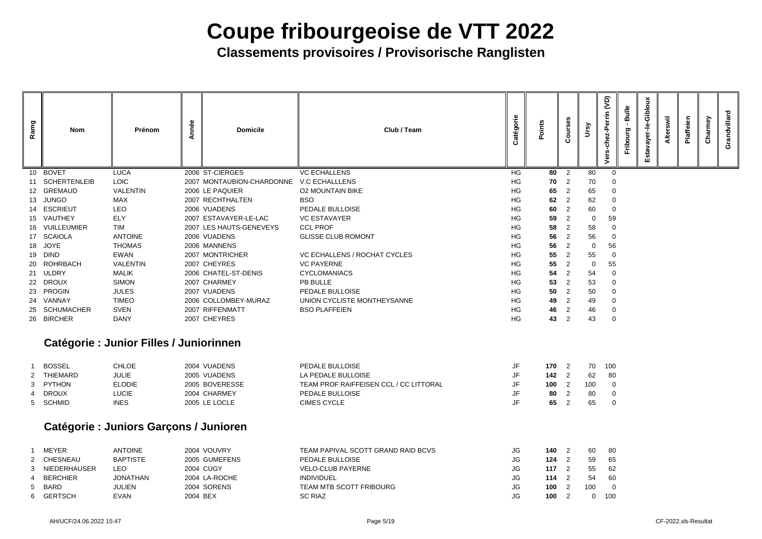# Coupe fribourgeoise de VTT 2022

## Classements provisoires / Provisorische Ranglisten

| Rang | Nom | Prénom | Année | Domicile | Club / Team | Catégorie | Points | Courses | Ursy | Vers-chez-Perrin (VD) | Fribourg - Bulle | Estavayer-le-Gibloux | Alterswil | Plaffeien | Charmey | Grandvillard |
|---|---|---|---|---|---|---|---|---|---|---|---|---|---|---|---|---|
| 10 | BOVET | LUCA | 2006 | ST-CIERGES | VC ECHALLENS | HG | **80** | 2 | 80 | 0 | | | | | | |
| 11 | SCHERTENLEIB | LOIC | 2007 | MONTAUBION-CHARDONNE | V.C ECHALLLENS | HG | **70** | 2 | 70 | 0 | | | | | | |
| 12 | GREMAUD | VALENTIN | 2006 | LE PAQUIER | O2 MOUNTAIN BIKE | HG | **65** | 2 | 65 | 0 | | | | | | |
| 13 | JUNGO | MAX | 2007 | RECHTHALTEN | BSO | HG | **62** | 2 | 62 | 0 | | | | | | |
| 14 | ESCRIEUT | LEO | 2006 | VUADENS | PEDALE BULLOISE | HG | **60** | 2 | 60 | 0 | | | | | | |
| 15 | VAUTHEY | ELY | 2007 | ESTAVAYER-LE-LAC | VC ESTAVAYER | HG | **59** | 2 | 0 | 59 | | | | | | |
| 16 | VUILLEUMIER | TIM | 2007 | LES HAUTS-GENEVEYS | CCL PROF | HG | **58** | 2 | 58 | 0 | | | | | | |
| 17 | SCAIOLA | ANTOINE | 2006 | VUADENS | GLISSE CLUB ROMONT | HG | **56** | 2 | 56 | 0 | | | | | | |
| 18 | JOYE | THOMAS | 2006 | MANNENS | | HG | **56** | 2 | 0 | 56 | | | | | | |
| 19 | DIND | EWAN | 2007 | MONTRICHER | VC ECHALLENS / ROCHAT CYCLES | HG | **55** | 2 | 55 | 0 | | | | | | |
| 20 | ROHRBACH | VALENTIN | 2007 | CHEYRES | VC PAYERNE | HG | **55** | 2 | 0 | 55 | | | | | | |
| 21 | ULDRY | MALIK | 2006 | CHATEL-ST-DENIS | CYCLOMANIACS | HG | **54** | 2 | 54 | 0 | | | | | | |
| 22 | DROUX | SIMON | 2007 | CHARMEY | PB BULLE | HG | **53** | 2 | 53 | 0 | | | | | | |
| 23 | PROGIN | JULES | 2007 | VUADENS | PEDALE BULLOISE | HG | **50** | 2 | 50 | 0 | | | | | | |
| 24 | VANNAY | TIMEO | 2006 | COLLOMBEY-MURAZ | UNION CYCLISTE MONTHEYSANNE | HG | **49** | 2 | 49 | 0 | | | | | | |
| 25 | SCHUMACHER | SVEN | 2007 | RIFFENMATT | BSO PLAFFEIEN | HG | **46** | 2 | 46 | 0 | | | | | | |
| 26 | BIRCHER | DANY | 2007 | CHEYRES | | HG | **43** | 2 | 43 | 0 | | | | | | |

### Catégorie : Junior Filles / Juniorinnen

| Rang | Nom | Prénom | Année | Domicile | Club / Team | Catégorie | Points | Courses | Ursy | Vers-chez-Perrin (VD) | Fribourg - Bulle | Estavayer-le-Gibloux | Alterswil | Plaffeien | Charmey | Grandvillard |
|---|---|---|---|---|---|---|---|---|---|---|---|---|---|---|---|---|
| 1 | BOSSEL | CHLOE | 2004 | VUADENS | PEDALE BULLOISE | JF | **170** | 2 | 70 | 100 | | | | | | |
| 2 | THIEMARD | JULIE | 2005 | VUADENS | LA PEDALE BULLOISE | JF | **142** | 2 | 62 | 80 | | | | | | |
| 3 | PYTHON | ELODIE | 2005 | BOVERESSE | TEAM PROF RAIFFEISEN CCL / CC LITTORAL | JF | **100** | 2 | 100 | 0 | | | | | | |
| 4 | DROUX | LUCIE | 2004 | CHARMEY | PEDALE BULLOISE | JF | **80** | 2 | 80 | 0 | | | | | | |
| 5 | SCHMID | INES | 2005 | LE LOCLE | CIMES CYCLE | JF | **65** | 2 | 65 | 0 | | | | | | |

### Catégorie : Juniors Garçons / Junioren

| Rang | Nom | Prénom | Année | Domicile | Club / Team | Catégorie | Points | Courses | Ursy | Vers-chez-Perrin (VD) | Fribourg - Bulle | Estavayer-le-Gibloux | Alterswil | Plaffeien | Charmey | Grandvillard |
|---|---|---|---|---|---|---|---|---|---|---|---|---|---|---|---|---|
| 1 | MEYER | ANTOINE | 2004 | VOUVRY | TEAM PAPIVAL SCOTT GRAND RAID BCVS | JG | **140** | 2 | 60 | 80 | | | | | | |
| 2 | CHESNEAU | BAPTISTE | 2005 | GUMEFENS | PEDALE BULLOISE | JG | **124** | 2 | 59 | 65 | | | | | | |
| 3 | NIEDERHAUSER | LEO | 2004 | CUGY | VELO-CLUB PAYERNE | JG | **117** | 2 | 55 | 62 | | | | | | |
| 4 | BERCHIER | JONATHAN | 2004 | LA-ROCHE | INDIVIDUEL | JG | **114** | 2 | 54 | 60 | | | | | | |
| 5 | BARD | JULIEN | 2004 | SORENS | TEAM MTB SCOTT FRIBOURG | JG | **100** | 2 | 100 | 0 | | | | | | |
| 6 | GERTSCH | EVAN | 2004 | BEX | SC RIAZ | JG | **100** | 2 | 0 | 100 | | | | | | |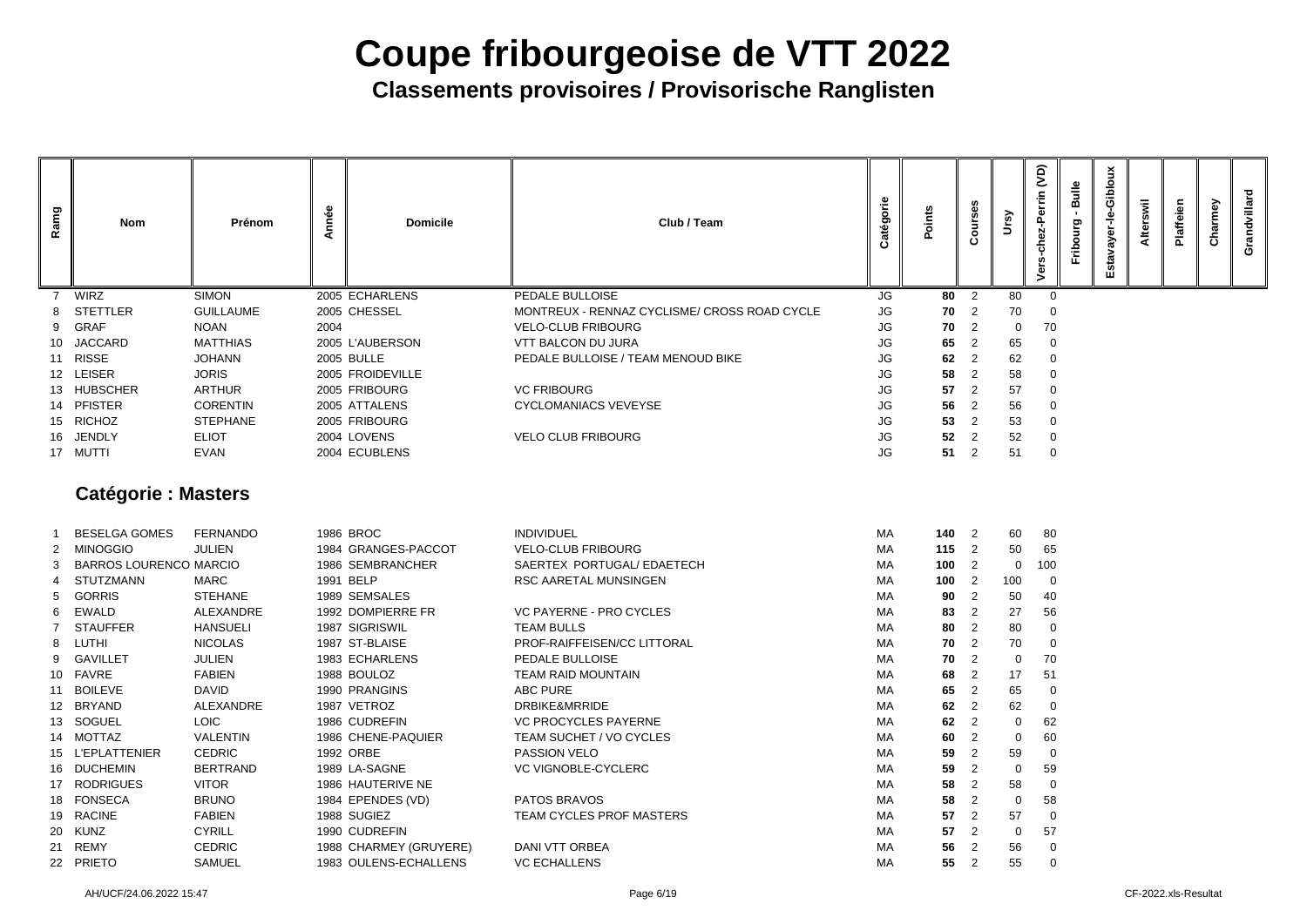# Coupe fribourgeoise de VTT 2022

## Classements provisoires / Provisorische Ranglisten

| Rang | Nom | Prénom | Année | Domicile | Club / Team | Catégorie | Points | Courses | Ursy | Vers-chez-Perrin (VD) | Fribourg - Bulle | Estavayer-le-Gibloux | Alterswil | Plaffeien | Charmey | Grandvillard |
|---|---|---|---|---|---|---|---|---|---|---|---|---|---|---|---|---|
| 7 | WIRZ | SIMON | 2005 | ECHARLENS | PEDALE BULLOISE | JG | **80** | 2 | 80 | 0 | | | | | | |
| 8 | STETTLER | GUILLAUME | 2005 | CHESSEL | MONTREUX - RENNAZ CYCLISME/ CROSS ROAD CYCLE | JG | **70** | 2 | 70 | 0 | | | | | | |
| 9 | GRAF | NOAN | 2004 | | VELO-CLUB FRIBOURG | JG | **70** | 2 | 0 | 70 | | | | | | |
| 10 | JACCARD | MATTHIAS | 2005 | L'AUBERSON | VTT BALCON DU JURA | JG | **65** | 2 | 65 | 0 | | | | | | |
| 11 | RISSE | JOHANN | 2005 | BULLE | PEDALE BULLOISE / TEAM MENOUD BIKE | JG | **62** | 2 | 62 | 0 | | | | | | |
| 12 | LEISER | JORIS | 2005 | FROIDEVILLE | | JG | **58** | 2 | 58 | 0 | | | | | | |
| 13 | HUBSCHER | ARTHUR | 2005 | FRIBOURG | VC FRIBOURG | JG | **57** | 2 | 57 | 0 | | | | | | |
| 14 | PFISTER | CORENTIN | 2005 | ATTALENS | CYCLOMANIACS VEVEYSE | JG | **56** | 2 | 56 | 0 | | | | | | |
| 15 | RICHOZ | STEPHANE | 2005 | FRIBOURG | | JG | **53** | 2 | 53 | 0 | | | | | | |
| 16 | JENDLY | ELIOT | 2004 | LOVENS | VELO CLUB FRIBOURG | JG | **52** | 2 | 52 | 0 | | | | | | |
| 17 | MUTTI | EVAN | 2004 | ECUBLENS | | JG | **51** | 2 | 51 | 0 | | | | | | |

### Catégorie : Masters

| Rang | Nom | Prénom | Année | Domicile | Club / Team | Catégorie | Points | Courses | Ursy | Vers-chez-Perrin (VD) | Fribourg - Bulle | Estavayer-le-Gibloux | Alterswil | Plaffeien | Charmey | Grandvillard |
|---|---|---|---|---|---|---|---|---|---|---|---|---|---|---|---|---|
| 1 | BESELGA GOMES | FERNANDO | 1986 | BROC | INDIVIDUEL | MA | **140** | 2 | 60 | 80 | | | | | | |
| 2 | MINOGGIO | JULIEN | 1984 | GRANGES-PACCOT | VELO-CLUB FRIBOURG | MA | **115** | 2 | 50 | 65 | | | | | | |
| 3 | BARROS LOURENCO | MARCIO | 1986 | SEMBRANCHER | SAERTEX PORTUGAL/ EDAETECH | MA | **100** | 2 | 0 | 100 | | | | | | |
| 4 | STUTZMANN | MARC | 1991 | BELP | RSC AARETAL MUNSINGEN | MA | **100** | 2 | 100 | 0 | | | | | | |
| 5 | GORRIS | STEHANE | 1989 | SEMSALES | | MA | **90** | 2 | 50 | 40 | | | | | | |
| 6 | EWALD | ALEXANDRE | 1992 | DOMPIERRE FR | VC PAYERNE - PRO CYCLES | MA | **83** | 2 | 27 | 56 | | | | | | |
| 7 | STAUFFER | HANSUELI | 1987 | SIGRISWIL | TEAM BULLS | MA | **80** | 2 | 80 | 0 | | | | | | |
| 8 | LUTHI | NICOLAS | 1987 | ST-BLAISE | PROF-RAIFFEISEN/CC LITTORAL | MA | **70** | 2 | 70 | 0 | | | | | | |
| 9 | GAVILLET | JULIEN | 1983 | ECHARLENS | PEDALE BULLOISE | MA | **70** | 2 | 0 | 70 | | | | | | |
| 10 | FAVRE | FABIEN | 1988 | BOULOZ | TEAM RAID MOUNTAIN | MA | **68** | 2 | 17 | 51 | | | | | | |
| 11 | BOILEVE | DAVID | 1990 | PRANGINS | ABC PURE | MA | **65** | 2 | 65 | 0 | | | | | | |
| 12 | BRYAND | ALEXANDRE | 1987 | VETROZ | DRBIKE&MRRIDE | MA | **62** | 2 | 62 | 0 | | | | | | |
| 13 | SOGUEL | LOIC | 1986 | CUDREFIN | VC PROCYCLES PAYERNE | MA | **62** | 2 | 0 | 62 | | | | | | |
| 14 | MOTTAZ | VALENTIN | 1986 | CHENE-PAQUIER | TEAM SUCHET / VO CYCLES | MA | **60** | 2 | 0 | 60 | | | | | | |
| 15 | L'EPLATTENIER | CEDRIC | 1992 | ORBE | PASSION VELO | MA | **59** | 2 | 59 | 0 | | | | | | |
| 16 | DUCHEMIN | BERTRAND | 1989 | LA-SAGNE | VC VIGNOBLE-CYCLERC | MA | **59** | 2 | 0 | 59 | | | | | | |
| 17 | RODRIGUES | VITOR | 1986 | HAUTERIVE NE | | MA | **58** | 2 | 58 | 0 | | | | | | |
| 18 | FONSECA | BRUNO | 1984 | EPENDES (VD) | PATOS BRAVOS | MA | **58** | 2 | 0 | 58 | | | | | | |
| 19 | RACINE | FABIEN | 1988 | SUGIEZ | TEAM CYCLES PROF MASTERS | MA | **57** | 2 | 57 | 0 | | | | | | |
| 20 | KUNZ | CYRILL | 1990 | CUDREFIN | | MA | **57** | 2 | 0 | 57 | | | | | | |
| 21 | REMY | CEDRIC | 1988 | CHARMEY (GRUYERE) | DANI VTT ORBEA | MA | **56** | 2 | 56 | 0 | | | | | | |
| 22 | PRIETO | SAMUEL | 1983 | OULENS-ECHALLENS | VC ECHALLENS | MA | **55** | 2 | 55 | 0 | | | | | | |

AH/UCF/24.06.2022 15:47 — CF-2022.xls-Resultat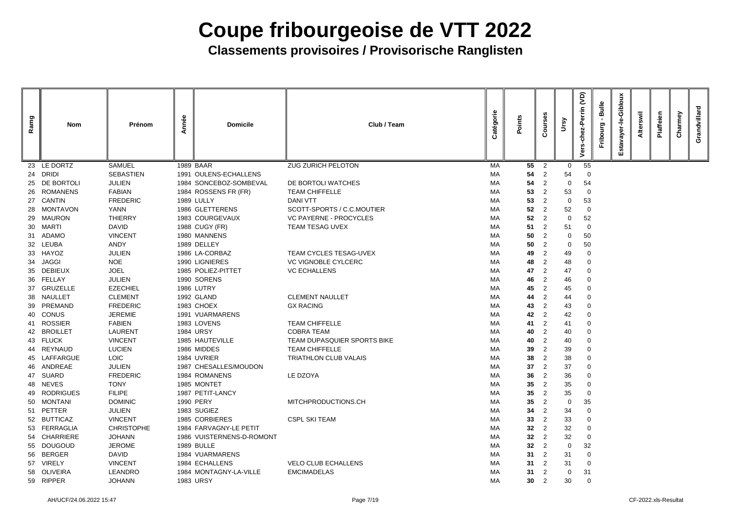# Coupe fribourgeoise de VTT 2022

## Classements provisoires / Provisorische Ranglisten

| Ramg | Nom | Prénom | Année | Domicile | Club / Team | Catégorie | Points | Courses | Ursy | Vers-chez-Perrin (VD) | Fribourg - Bulle | Estavayer-le-Gibloux | Alterswil | Plaffeien | Charmey | Grandvillard |
|---|---|---|---|---|---|---|---|---|---|---|---|---|---|---|---|---|
| 23 | LE DORTZ | SAMUEL | 1989 | BAAR | ZUG ZURICH PELOTON | MA | **55** | 2 | 0 | 55 | | | | | | |
| 24 | DRIDI | SEBASTIEN | 1991 | OULENS-ECHALLENS | | MA | **54** | 2 | 54 | 0 | | | | | | |
| 25 | DE BORTOLI | JULIEN | 1984 | SONCEBOZ-SOMBEVAL | DE BORTOLI WATCHES | MA | **54** | 2 | 0 | 54 | | | | | | |
| 26 | ROMANENS | FABIAN | 1984 | ROSSENS FR (FR) | TEAM CHIFFELLE | MA | **53** | 2 | 53 | 0 | | | | | | |
| 27 | CANTIN | FREDERIC | 1989 | LULLY | DANI VTT | MA | **53** | 2 | 0 | 53 | | | | | | |
| 28 | MONTAVON | YANN | 1986 | GLETTERENS | SCOTT-SPORTS / C.C.MOUTIER | MA | **52** | 2 | 52 | 0 | | | | | | |
| 29 | MAURON | THIERRY | 1983 | COURGEVAUX | VC PAYERNE - PROCYCLES | MA | **52** | 2 | 0 | 52 | | | | | | |
| 30 | MARTI | DAVID | 1988 | CUGY (FR) | TEAM TESAG UVEX | MA | **51** | 2 | 51 | 0 | | | | | | |
| 31 | ADAMO | VINCENT | 1980 | MANNENS | | MA | **50** | 2 | 0 | 50 | | | | | | |
| 32 | LEUBA | ANDY | 1989 | DELLEY | | MA | **50** | 2 | 0 | 50 | | | | | | |
| 33 | HAYOZ | JULIEN | 1986 | LA-CORBAZ | TEAM CYCLES TESAG-UVEX | MA | **49** | 2 | 49 | 0 | | | | | | |
| 34 | JAGGI | NOE | 1990 | LIGNIERES | VC VIGNOBLE CYLCERC | MA | **48** | 2 | 48 | 0 | | | | | | |
| 35 | DEBIEUX | JOEL | 1985 | POLIEZ-PITTET | VC ECHALLENS | MA | **47** | 2 | 47 | 0 | | | | | | |
| 36 | FELLAY | JULIEN | 1990 | SORENS | | MA | **46** | 2 | 46 | 0 | | | | | | |
| 37 | GRUZELLE | EZECHIEL | 1986 | LUTRY | | MA | **45** | 2 | 45 | 0 | | | | | | |
| 38 | NAULLET | CLEMENT | 1992 | GLAND | CLEMENT NAULLET | MA | **44** | 2 | 44 | 0 | | | | | | |
| 39 | PREMAND | FREDERIC | 1983 | CHOEX | GX RACING | MA | **43** | 2 | 43 | 0 | | | | | | |
| 40 | CONUS | JEREMIE | 1991 | VUARMARENS | | MA | **42** | 2 | 42 | 0 | | | | | | |
| 41 | ROSSIER | FABIEN | 1983 | LOVENS | TEAM CHIFFELLE | MA | **41** | 2 | 41 | 0 | | | | | | |
| 42 | BROILLET | LAURENT | 1984 | URSY | COBRA TEAM | MA | **40** | 2 | 40 | 0 | | | | | | |
| 43 | FLUCK | VINCENT | 1985 | HAUTEVILLE | TEAM DUPASQUIER SPORTS BIKE | MA | **40** | 2 | 40 | 0 | | | | | | |
| 44 | REYNAUD | LUCIEN | 1986 | MIDDES | TEAM CHIFFELLE | MA | **39** | 2 | 39 | 0 | | | | | | |
| 45 | LAFFARGUE | LOIC | 1984 | UVRIER | TRIATHLON CLUB VALAIS | MA | **38** | 2 | 38 | 0 | | | | | | |
| 46 | ANDREAE | JULIEN | 1987 | CHESALLES/MOUDON | | MA | **37** | 2 | 37 | 0 | | | | | | |
| 47 | SUARD | FREDERIC | 1984 | ROMANENS | LE DZOYA | MA | **36** | 2 | 36 | 0 | | | | | | |
| 48 | NEVES | TONY | 1985 | MONTET | | MA | **35** | 2 | 35 | 0 | | | | | | |
| 49 | RODRIGUES | FILIPE | 1987 | PETIT-LANCY | | MA | **35** | 2 | 35 | 0 | | | | | | |
| 50 | MONTANI | DOMINIC | 1990 | PERY | MITCHPRODUCTIONS.CH | MA | **35** | 2 | 0 | 35 | | | | | | |
| 51 | PETTER | JULIEN | 1983 | SUGIEZ | | MA | **34** | 2 | 34 | 0 | | | | | | |
| 52 | BUTTICAZ | VINCENT | 1985 | CORBIERES | CSPL SKI TEAM | MA | **33** | 2 | 33 | 0 | | | | | | |
| 53 | FERRAGLIA | CHRISTOPHE | 1984 | FARVAGNY-LE PETIT | | MA | **32** | 2 | 32 | 0 | | | | | | |
| 54 | CHARRIERE | JOHANN | 1986 | VUISTERNENS-D-ROMONT | | MA | **32** | 2 | 32 | 0 | | | | | | |
| 55 | DOUGOUD | JEROME | 1989 | BULLE | | MA | **32** | 2 | 0 | 32 | | | | | | |
| 56 | BERGER | DAVID | 1984 | VUARMARENS | | MA | **31** | 2 | 31 | 0 | | | | | | |
| 57 | VIRELY | VINCENT | 1984 | ECHALLENS | VELO CLUB ECHALLENS | MA | **31** | 2 | 31 | 0 | | | | | | |
| 58 | OLIVEIRA | LEANDRO | 1984 | MONTAGNY-LA-VILLE | EMCIMADELAS | MA | **31** | 2 | 0 | 31 | | | | | | |
| 59 | RIPPER | JOHANN | 1983 | URSY | | MA | **30** | 2 | 30 | 0 | | | | | | |

AH/UCF/24.06.2022 15:47 CF-2022.xls-Resultat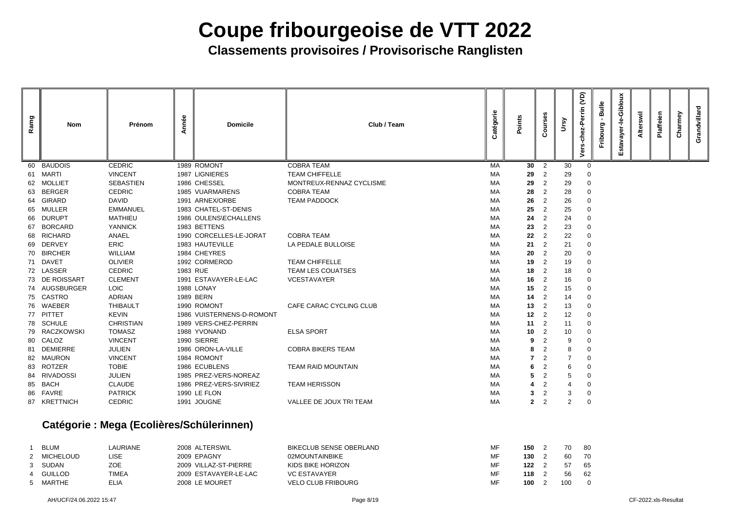# Coupe fribourgeoise de VTT 2022

## Classements provisoires / Provisorische Ranglisten

| Ramg | Nom | Prénom | Année | Domicile | Club / Team | Catégorie | Points | Courses | Ursy | Vers-chez-Perrin (VD) | Fribourg - Bulle | Estavayer-le-Gibloux | Alterswil | Plaffeien | Charmey | Grandvillard |
|---|---|---|---|---|---|---|---|---|---|---|---|---|---|---|---|---|
| 60 | BAUDOIS | CEDRIC | 1989 | ROMONT | COBRA TEAM | MA | **30** | 2 | 30 | 0 | | | | | | |
| 61 | MARTI | VINCENT | 1987 | LIGNIERES | TEAM CHIFFELLE | MA | **29** | 2 | 29 | 0 | | | | | | |
| 62 | MOLLIET | SEBASTIEN | 1986 | CHESSEL | MONTREUX-RENNAZ CYCLISME | MA | **29** | 2 | 29 | 0 | | | | | | |
| 63 | BERGER | CEDRIC | 1985 | VUARMARENS | COBRA TEAM | MA | **28** | 2 | 28 | 0 | | | | | | |
| 64 | GIRARD | DAVID | 1991 | ARNEX/ORBE | TEAM PADDOCK | MA | **26** | 2 | 26 | 0 | | | | | | |
| 65 | MULLER | EMMANUEL | 1983 | CHATEL-ST-DENIS | | MA | **25** | 2 | 25 | 0 | | | | | | |
| 66 | DURUPT | MATHIEU | 1986 | OULENS\ECHALLENS | | MA | **24** | 2 | 24 | 0 | | | | | | |
| 67 | BORCARD | YANNICK | 1983 | BETTENS | | MA | **23** | 2 | 23 | 0 | | | | | | |
| 68 | RICHARD | ANAEL | 1990 | CORCELLES-LE-JORAT | COBRA TEAM | MA | **22** | 2 | 22 | 0 | | | | | | |
| 69 | DERVEY | ERIC | 1983 | HAUTEVILLE | LA PEDALE BULLOISE | MA | **21** | 2 | 21 | 0 | | | | | | |
| 70 | BIRCHER | WILLIAM | 1984 | CHEYRES | | MA | **20** | 2 | 20 | 0 | | | | | | |
| 71 | DAVET | OLIVIER | 1992 | CORMEROD | TEAM CHIFFELLE | MA | **19** | 2 | 19 | 0 | | | | | | |
| 72 | LASSER | CEDRIC | 1983 | RUE | TEAM LES COUATSES | MA | **18** | 2 | 18 | 0 | | | | | | |
| 73 | DE ROISSART | CLEMENT | 1991 | ESTAVAYER-LE-LAC | VCESTAVAYER | MA | **16** | 2 | 16 | 0 | | | | | | |
| 74 | AUGSBURGER | LOIC | 1988 | LONAY | | MA | **15** | 2 | 15 | 0 | | | | | | |
| 75 | CASTRO | ADRIAN | 1989 | BERN | | MA | **14** | 2 | 14 | 0 | | | | | | |
| 76 | WAEBER | THIBAULT | 1990 | ROMONT | CAFE CARAC CYCLING CLUB | MA | **13** | 2 | 13 | 0 | | | | | | |
| 77 | PITTET | KEVIN | 1986 | VUISTERNENS-D-ROMONT | | MA | **12** | 2 | 12 | 0 | | | | | | |
| 78 | SCHULE | CHRISTIAN | 1989 | VERS-CHEZ-PERRIN | | MA | **11** | 2 | 11 | 0 | | | | | | |
| 79 | RACZKOWSKI | TOMASZ | 1988 | YVONAND | ELSA SPORT | MA | **10** | 2 | 10 | 0 | | | | | | |
| 80 | CALOZ | VINCENT | 1990 | SIERRE | | MA | **9** | 2 | 9 | 0 | | | | | | |
| 81 | DEMIERRE | JULIEN | 1986 | ORON-LA-VILLE | COBRA BIKERS TEAM | MA | **8** | 2 | 8 | 0 | | | | | | |
| 82 | MAURON | VINCENT | 1984 | ROMONT | | MA | **7** | 2 | 7 | 0 | | | | | | |
| 83 | ROTZER | TOBIE | 1986 | ECUBLENS | TEAM RAID MOUNTAIN | MA | **6** | 2 | 6 | 0 | | | | | | |
| 84 | RIVADOSSI | JULIEN | 1985 | PREZ-VERS-NOREAZ | | MA | **5** | 2 | 5 | 0 | | | | | | |
| 85 | BACH | CLAUDE | 1986 | PREZ-VERS-SIVIRIEZ | TEAM HERISSON | MA | **4** | 2 | 4 | 0 | | | | | | |
| 86 | FAVRE | PATRICK | 1990 | LE FLON | | MA | **3** | 2 | 3 | 0 | | | | | | |
| 87 | KRETTNICH | CEDRIC | 1991 | JOUGNE | VALLEE DE JOUX TRI TEAM | MA | **2** | 2 | 2 | 0 | | | | | | |

### Catégorie : Mega (Ecolières/Schülerinnen)

| Ramg | Nom | Prénom | Année | Domicile | Club / Team | Catégorie | Points | Courses | Ursy | Vers-chez-Perrin (VD) | Fribourg - Bulle | Estavayer-le-Gibloux | Alterswil | Plaffeien | Charmey | Grandvillard |
|---|---|---|---|---|---|---|---|---|---|---|---|---|---|---|---|---|
| 1 | BLUM | LAURIANE | 2008 | ALTERSWIL | BIKECLUB SENSE OBERLAND | MF | **150** | 2 | 70 | 80 | | | | | | |
| 2 | MICHELOUD | LISE | 2009 | EPAGNY | 02MOUNTAINBIKE | MF | **130** | 2 | 60 | 70 | | | | | | |
| 3 | SUDAN | ZOE | 2009 | VILLAZ-ST-PIERRE | KIDS BIKE HORIZON | MF | **122** | 2 | 57 | 65 | | | | | | |
| 4 | GUILLOD | TIMEA | 2009 | ESTAVAYER-LE-LAC | VC ESTAVAYER | MF | **118** | 2 | 56 | 62 | | | | | | |
| 5 | MARTHE | ELIA | 2008 | LE MOURET | VELO CLUB FRIBOURG | MF | **100** | 2 | 100 | 0 | | | | | | |

AH/UCF/24.06.2022 15:47 CF-2022.xls-Resultat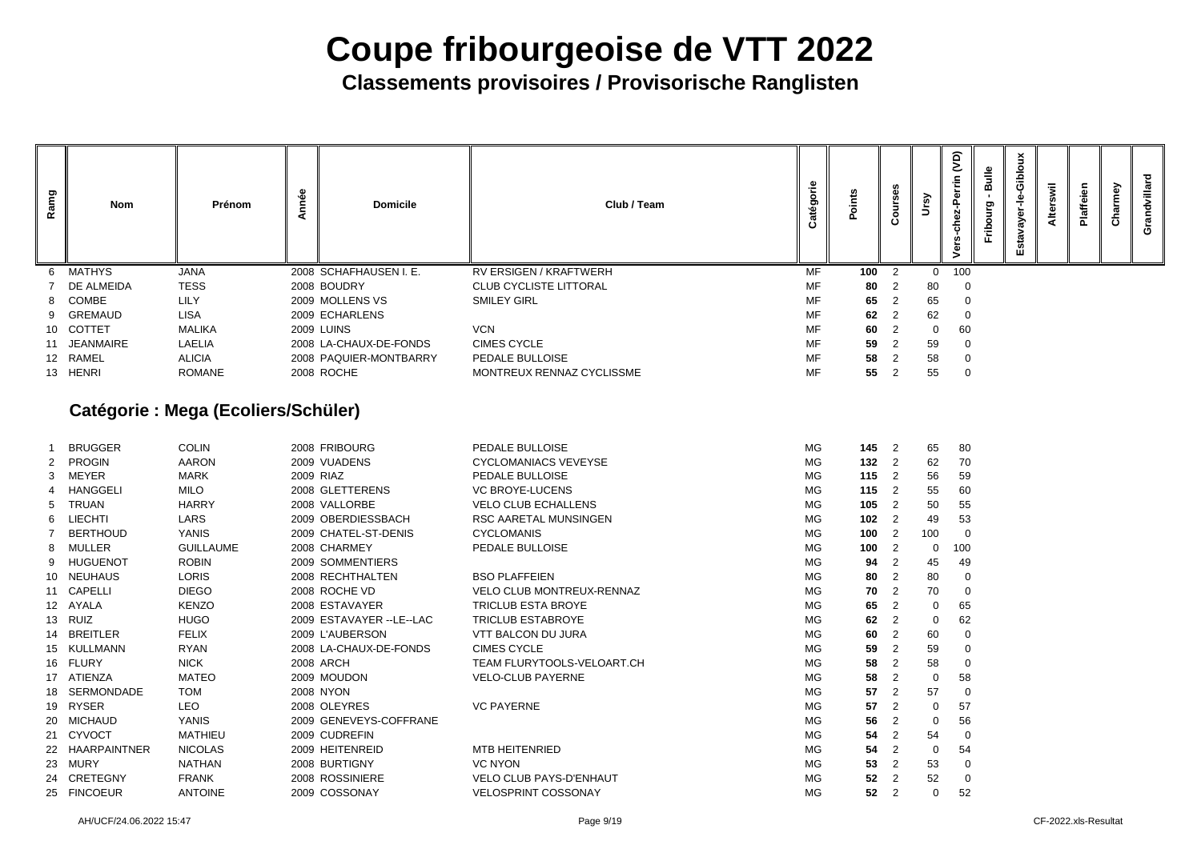# Coupe fribourgeoise de VTT 2022

## Classements provisoires / Provisorische Ranglisten

| Rang | Nom | Prénom | Année | Domicile | Club / Team | Catégorie | Points | Courses | Ursy | Vers-chez-Perrin (VD) | Fribourg - Bulle | Estavayer-le-Gibloux | Alterswil | Plaffeien | Charmey | Grandvillard |
|---|---|---|---|---|---|---|---|---|---|---|---|---|---|---|---|---|
| 6 | MATHYS | JANA | 2008 | SCHAFHAUSEN I. E. | RV ERSIGEN / KRAFTWERH | MF | **100** | 2 | 0 | 100 | | | | | | |
| 7 | DE ALMEIDA | TESS | 2008 | BOUDRY | CLUB CYCLISTE LITTORAL | MF | **80** | 2 | 80 | 0 | | | | | | |
| 8 | COMBE | LILY | 2009 | MOLLENS VS | SMILEY GIRL | MF | **65** | 2 | 65 | 0 | | | | | | |
| 9 | GREMAUD | LISA | 2009 | ECHARLENS | | MF | **62** | 2 | 62 | 0 | | | | | | |
| 10 | COTTET | MALIKA | 2009 | LUINS | VCN | MF | **60** | 2 | 0 | 60 | | | | | | |
| 11 | JEANMAIRE | LAELIA | 2008 | LA-CHAUX-DE-FONDS | CIMES CYCLE | MF | **59** | 2 | 59 | 0 | | | | | | |
| 12 | RAMEL | ALICIA | 2008 | PAQUIER-MONTBARRY | PEDALE BULLOISE | MF | **58** | 2 | 58 | 0 | | | | | | |
| 13 | HENRI | ROMANE | 2008 | ROCHE | MONTREUX RENNAZ CYCLISSME | MF | **55** | 2 | 55 | 0 | | | | | | |

### Catégorie : Mega (Ecoliers/Schüler)

| Rang | Nom | Prénom | Année | Domicile | Club / Team | Catégorie | Points | Courses | Ursy | Vers-chez-Perrin (VD) | Fribourg - Bulle | Estavayer-le-Gibloux | Alterswil | Plaffeien | Charmey | Grandvillard |
|---|---|---|---|---|---|---|---|---|---|---|---|---|---|---|---|---|
| 1 | BRUGGER | COLIN | 2008 | FRIBOURG | PEDALE BULLOISE | MG | **145** | 2 | 65 | 80 | | | | | | |
| 2 | PROGIN | AARON | 2009 | VUADENS | CYCLOMANIACS VEVEYSE | MG | **132** | 2 | 62 | 70 | | | | | | |
| 3 | MEYER | MARK | 2009 | RIAZ | PEDALE BULLOISE | MG | **115** | 2 | 56 | 59 | | | | | | |
| 4 | HANGGELI | MILO | 2008 | GLETTERENS | VC BROYE-LUCENS | MG | **115** | 2 | 55 | 60 | | | | | | |
| 5 | TRUAN | HARRY | 2008 | VALLORBE | VELO CLUB ECHALLENS | MG | **105** | 2 | 50 | 55 | | | | | | |
| 6 | LIECHTI | LARS | 2009 | OBERDIESSBACH | RSC AARETAL MUNSINGEN | MG | **102** | 2 | 49 | 53 | | | | | | |
| 7 | BERTHOUD | YANIS | 2009 | CHATEL-ST-DENIS | CYCLOMANIS | MG | **100** | 2 | 100 | 0 | | | | | | |
| 8 | MULLER | GUILLAUME | 2008 | CHARMEY | PEDALE BULLOISE | MG | **100** | 2 | 0 | 100 | | | | | | |
| 9 | HUGUENOT | ROBIN | 2009 | SOMMENTIERS | | MG | **94** | 2 | 45 | 49 | | | | | | |
| 10 | NEUHAUS | LORIS | 2008 | RECHTHALTEN | BSO PLAFFEIEN | MG | **80** | 2 | 80 | 0 | | | | | | |
| 11 | CAPELLI | DIEGO | 2008 | ROCHE VD | VELO CLUB MONTREUX-RENNAZ | MG | **70** | 2 | 70 | 0 | | | | | | |
| 12 | AYALA | KENZO | 2008 | ESTAVAYER | TRICLUB ESTA BROYE | MG | **65** | 2 | 0 | 65 | | | | | | |
| 13 | RUIZ | HUGO | 2009 | ESTAVAYER --LE--LAC | TRICLUB ESTABROYE | MG | **62** | 2 | 0 | 62 | | | | | | |
| 14 | BREITLER | FELIX | 2009 | L'AUBERSON | VTT BALCON DU JURA | MG | **60** | 2 | 60 | 0 | | | | | | |
| 15 | KULLMANN | RYAN | 2008 | LA-CHAUX-DE-FONDS | CIMES CYCLE | MG | **59** | 2 | 59 | 0 | | | | | | |
| 16 | FLURY | NICK | 2008 | ARCH | TEAM FLURYTOOLS-VELOART.CH | MG | **58** | 2 | 58 | 0 | | | | | | |
| 17 | ATIENZA | MATEO | 2009 | MOUDON | VELO-CLUB PAYERNE | MG | **58** | 2 | 0 | 58 | | | | | | |
| 18 | SERMONDADE | TOM | 2008 | NYON | | MG | **57** | 2 | 57 | 0 | | | | | | |
| 19 | RYSER | LEO | 2008 | OLEYRES | VC PAYERNE | MG | **57** | 2 | 0 | 57 | | | | | | |
| 20 | MICHAUD | YANIS | 2009 | GENEVEYS-COFFRANE | | MG | **56** | 2 | 0 | 56 | | | | | | |
| 21 | CYVOCT | MATHIEU | 2009 | CUDREFIN | | MG | **54** | 2 | 54 | 0 | | | | | | |
| 22 | HAARPAINTNER | NICOLAS | 2009 | HEITENREID | MTB HEITENRIED | MG | **54** | 2 | 0 | 54 | | | | | | |
| 23 | MURY | NATHAN | 2008 | BURTIGNY | VC NYON | MG | **53** | 2 | 53 | 0 | | | | | | |
| 24 | CRETEGNY | FRANK | 2008 | ROSSINIERE | VELO CLUB PAYS-D'ENHAUT | MG | **52** | 2 | 52 | 0 | | | | | | |
| 25 | FINCOEUR | ANTOINE | 2009 | COSSONAY | VELOSPRINT COSSONAY | MG | **52** | 2 | 0 | 52 | | | | | | |

AH/UCF/24.06.2022 15:47 — CF-2022.xls-Resultat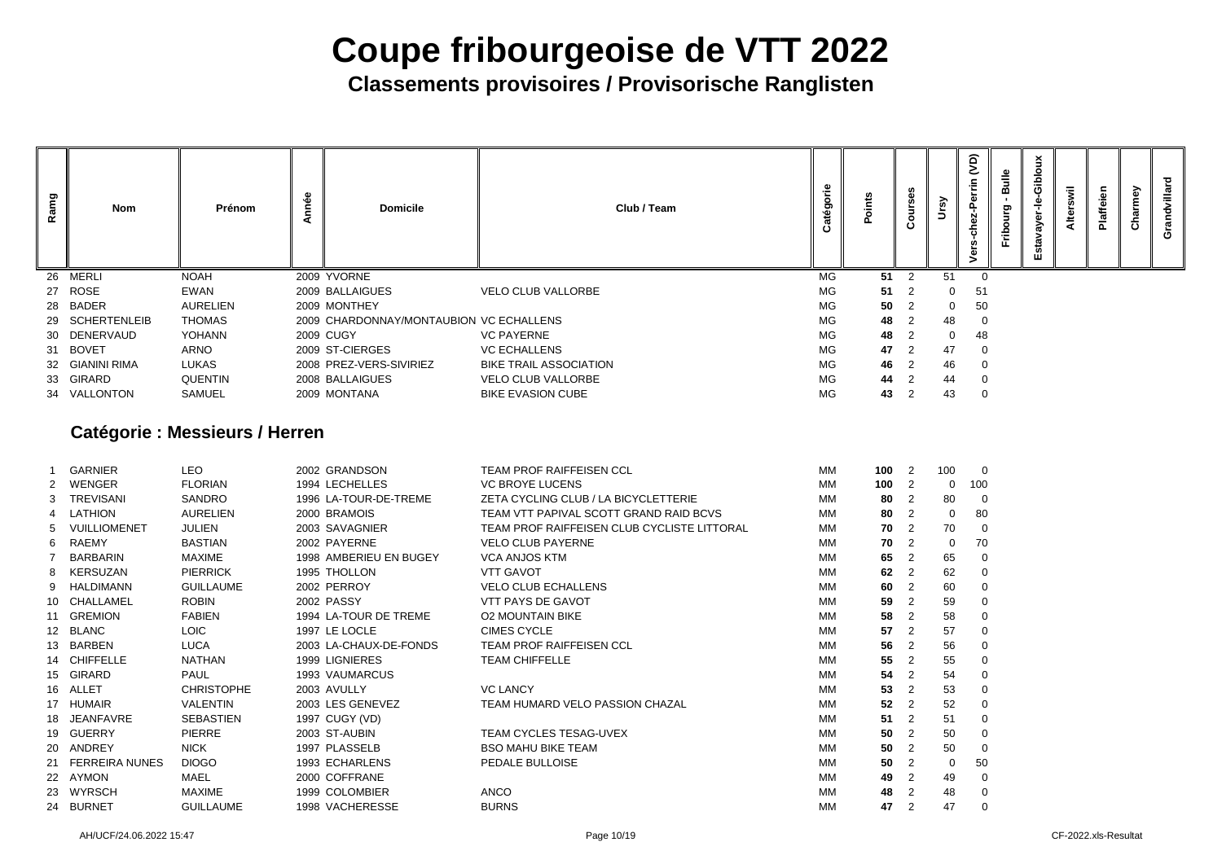# Coupe fribourgeoise de VTT 2022

## Classements provisoires / Provisorische Ranglisten

| Rang | Nom | Prénom | Année | Domicile | Club / Team | Catégorie | Points | Courses | Ursy | Vers-chez-Perrin (VD) | Fribourg - Bulle | Estavayer-le-Gibloux | Alterswil | Plaffeien | Charmey | Grandvillard |
|---|---|---|---|---|---|---|---|---|---|---|---|---|---|---|---|---|
| 26 | MERLI | NOAH | 2009 | YVORNE | | MG | **51** | 2 | 51 | 0 | | | | | | |
| 27 | ROSE | EWAN | 2009 | BALLAIGUES | VELO CLUB VALLORBE | MG | **51** | 2 | 0 | 51 | | | | | | |
| 28 | BADER | AURELIEN | 2009 | MONTHEY | | MG | **50** | 2 | 0 | 50 | | | | | | |
| 29 | SCHERTENLEIB | THOMAS | 2009 | CHARDONNAY/MONTAUBION | VC ECHALLENS | MG | **48** | 2 | 48 | 0 | | | | | | |
| 30 | DENERVAUD | YOHANN | 2009 | CUGY | VC PAYERNE | MG | **48** | 2 | 0 | 48 | | | | | | |
| 31 | BOVET | ARNO | 2009 | ST-CIERGES | VC ECHALLENS | MG | **47** | 2 | 47 | 0 | | | | | | |
| 32 | GIANINI RIMA | LUKAS | 2008 | PREZ-VERS-SIVIRIEZ | BIKE TRAIL ASSOCIATION | MG | **46** | 2 | 46 | 0 | | | | | | |
| 33 | GIRARD | QUENTIN | 2008 | BALLAIGUES | VELO CLUB VALLORBE | MG | **44** | 2 | 44 | 0 | | | | | | |
| 34 | VALLONTON | SAMUEL | 2009 | MONTANA | BIKE EVASION CUBE | MG | **43** | 2 | 43 | 0 | | | | | | |

### Catégorie : Messieurs / Herren

| Rang | Nom | Prénom | Année | Domicile | Club / Team | Catégorie | Points | Courses | Ursy | Vers-chez-Perrin (VD) | Fribourg - Bulle | Estavayer-le-Gibloux | Alterswil | Plaffeien | Charmey | Grandvillard |
|---|---|---|---|---|---|---|---|---|---|---|---|---|---|---|---|---|
| 1 | GARNIER | LEO | 2002 | GRANDSON | TEAM PROF RAIFFEISEN CCL | MM | **100** | 2 | 100 | 0 | | | | | | |
| 2 | WENGER | FLORIAN | 1994 | LECHELLES | VC BROYE LUCENS | MM | **100** | 2 | 0 | 100 | | | | | | |
| 3 | TREVISANI | SANDRO | 1996 | LA-TOUR-DE-TREME | ZETA CYCLING CLUB / LA BICYCLETTERIE | MM | **80** | 2 | 80 | 0 | | | | | | |
| 4 | LATHION | AURELIEN | 2000 | BRAMOIS | TEAM VTT PAPIVAL SCOTT GRAND RAID BCVS | MM | **80** | 2 | 0 | 80 | | | | | | |
| 5 | VUILLIOMENET | JULIEN | 2003 | SAVAGNIER | TEAM PROF RAIFFEISEN CLUB CYCLISTE LITTORAL | MM | **70** | 2 | 70 | 0 | | | | | | |
| 6 | RAEMY | BASTIAN | 2002 | PAYERNE | VELO CLUB PAYERNE | MM | **70** | 2 | 0 | 70 | | | | | | |
| 7 | BARBARIN | MAXIME | 1998 | AMBERIEU EN BUGEY | VCA ANJOS KTM | MM | **65** | 2 | 65 | 0 | | | | | | |
| 8 | KERSUZAN | PIERRICK | 1995 | THOLLON | VTT GAVOT | MM | **62** | 2 | 62 | 0 | | | | | | |
| 9 | HALDIMANN | GUILLAUME | 2002 | PERROY | VELO CLUB ECHALLENS | MM | **60** | 2 | 60 | 0 | | | | | | |
| 10 | CHALLAMEL | ROBIN | 2002 | PASSY | VTT PAYS DE GAVOT | MM | **59** | 2 | 59 | 0 | | | | | | |
| 11 | GREMION | FABIEN | 1994 | LA-TOUR DE TREME | O2 MOUNTAIN BIKE | MM | **58** | 2 | 58 | 0 | | | | | | |
| 12 | BLANC | LOIC | 1997 | LE LOCLE | CIMES CYCLE | MM | **57** | 2 | 57 | 0 | | | | | | |
| 13 | BARBEN | LUCA | 2003 | LA-CHAUX-DE-FONDS | TEAM PROF RAIFFEISEN CCL | MM | **56** | 2 | 56 | 0 | | | | | | |
| 14 | CHIFFELLE | NATHAN | 1999 | LIGNIERES | TEAM CHIFFELLE | MM | **55** | 2 | 55 | 0 | | | | | | |
| 15 | GIRARD | PAUL | 1993 | VAUMARCUS | | MM | **54** | 2 | 54 | 0 | | | | | | |
| 16 | ALLET | CHRISTOPHE | 2003 | AVULLY | VC LANCY | MM | **53** | 2 | 53 | 0 | | | | | | |
| 17 | HUMAIR | VALENTIN | 2003 | LES GENEVEZ | TEAM HUMARD VELO PASSION CHAZAL | MM | **52** | 2 | 52 | 0 | | | | | | |
| 18 | JEANFAVRE | SEBASTIEN | 1997 | CUGY (VD) | | MM | **51** | 2 | 51 | 0 | | | | | | |
| 19 | GUERRY | PIERRE | 2003 | ST-AUBIN | TEAM CYCLES TESAG-UVEX | MM | **50** | 2 | 50 | 0 | | | | | | |
| 20 | ANDREY | NICK | 1997 | PLASSELB | BSO MAHU BIKE TEAM | MM | **50** | 2 | 50 | 0 | | | | | | |
| 21 | FERREIRA NUNES | DIOGO | 1993 | ECHARLENS | PEDALE BULLOISE | MM | **50** | 2 | 0 | 50 | | | | | | |
| 22 | AYMON | MAEL | 2000 | COFFRANE | | MM | **49** | 2 | 49 | 0 | | | | | | |
| 23 | WYRSCH | MAXIME | 1999 | COLOMBIER | ANCO | MM | **48** | 2 | 48 | 0 | | | | | | |
| 24 | BURNET | GUILLAUME | 1998 | VACHERESSE | BURNS | MM | **47** | 2 | 47 | 0 | | | | | | |

AH/UCF/24.06.2022 15:47 CF-2022.xls-Resultat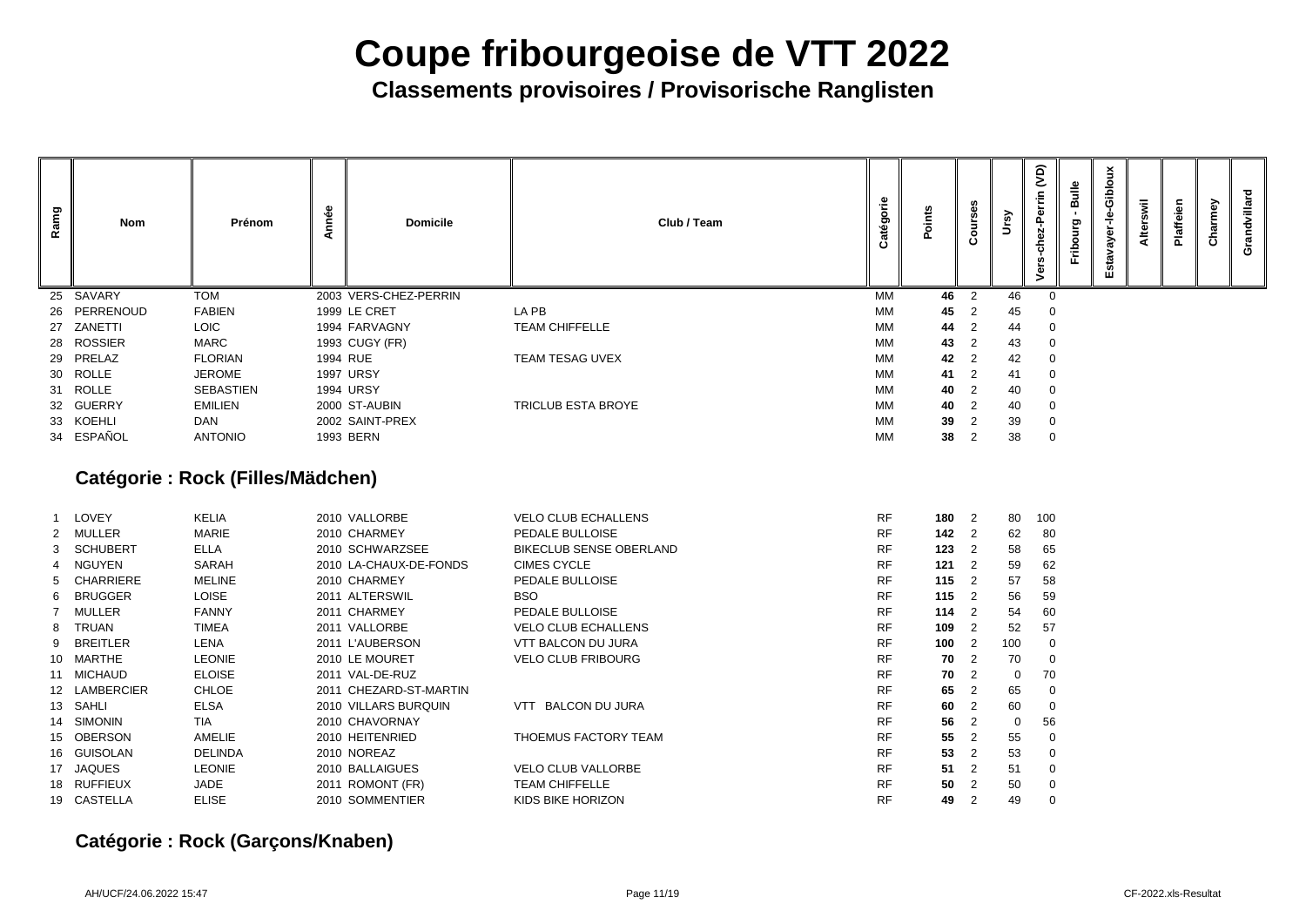# Coupe fribourgeoise de VTT 2022

## Classements provisoires / Provisorische Ranglisten

| Rang | Nom | Prénom | Année | Domicile | Club / Team | Catégorie | Points | Courses | Ursy | Vers-chez-Perrin (VD) | Fribourg - Bulle | Estavayer-le-Gibloux | Alterswil | Plaffeien | Charmey | Grandvillard |
|---|---|---|---|---|---|---|---|---|---|---|---|---|---|---|---|---|
| 25 | SAVARY | TOM | 2003 | VERS-CHEZ-PERRIN | | MM | **46** | 2 | 46 | 0 | | | | | | |
| 26 | PERRENOUD | FABIEN | 1999 | LE CRET | LA PB | MM | **45** | 2 | 45 | 0 | | | | | | |
| 27 | ZANETTI | LOIC | 1994 | FARVAGNY | TEAM CHIFFELLE | MM | **44** | 2 | 44 | 0 | | | | | | |
| 28 | ROSSIER | MARC | 1993 | CUGY (FR) | | MM | **43** | 2 | 43 | 0 | | | | | | |
| 29 | PRELAZ | FLORIAN | 1994 | RUE | TEAM TESAG UVEX | MM | **42** | 2 | 42 | 0 | | | | | | |
| 30 | ROLLE | JEROME | 1997 | URSY | | MM | **41** | 2 | 41 | 0 | | | | | | |
| 31 | ROLLE | SEBASTIEN | 1994 | URSY | | MM | **40** | 2 | 40 | 0 | | | | | | |
| 32 | GUERRY | EMILIEN | 2000 | ST-AUBIN | TRICLUB ESTA BROYE | MM | **40** | 2 | 40 | 0 | | | | | | |
| 33 | KOEHLI | DAN | 2002 | SAINT-PREX | | MM | **39** | 2 | 39 | 0 | | | | | | |
| 34 | ESPAÑOL | ANTONIO | 1993 | BERN | | MM | **38** | 2 | 38 | 0 | | | | | | |

### Catégorie : Rock (Filles/Mädchen)

| Rang | Nom | Prénom | Année | Domicile | Club / Team | Catégorie | Points | Courses | Ursy | Vers-chez-Perrin (VD) | Fribourg - Bulle | Estavayer-le-Gibloux | Alterswil | Plaffeien | Charmey | Grandvillard |
|---|---|---|---|---|---|---|---|---|---|---|---|---|---|---|---|---|
| 1 | LOVEY | KELIA | 2010 | VALLORBE | VELO CLUB ECHALLENS | RF | **180** | 2 | 80 | 100 | | | | | | |
| 2 | MULLER | MARIE | 2010 | CHARMEY | PEDALE BULLOISE | RF | **142** | 2 | 62 | 80 | | | | | | |
| 3 | SCHUBERT | ELLA | 2010 | SCHWARZSEE | BIKECLUB SENSE OBERLAND | RF | **123** | 2 | 58 | 65 | | | | | | |
| 4 | NGUYEN | SARAH | 2010 | LA-CHAUX-DE-FONDS | CIMES CYCLE | RF | **121** | 2 | 59 | 62 | | | | | | |
| 5 | CHARRIERE | MELINE | 2010 | CHARMEY | PEDALE BULLOISE | RF | **115** | 2 | 57 | 58 | | | | | | |
| 6 | BRUGGER | LOISE | 2011 | ALTERSWIL | BSO | RF | **115** | 2 | 56 | 59 | | | | | | |
| 7 | MULLER | FANNY | 2011 | CHARMEY | PEDALE BULLOISE | RF | **114** | 2 | 54 | 60 | | | | | | |
| 8 | TRUAN | TIMEA | 2011 | VALLORBE | VELO CLUB ECHALLENS | RF | **109** | 2 | 52 | 57 | | | | | | |
| 9 | BREITLER | LENA | 2011 | L'AUBERSON | VTT BALCON DU JURA | RF | **100** | 2 | 100 | 0 | | | | | | |
| 10 | MARTHE | LEONIE | 2010 | LE MOURET | VELO CLUB FRIBOURG | RF | **70** | 2 | 70 | 0 | | | | | | |
| 11 | MICHAUD | ELOISE | 2011 | VAL-DE-RUZ | | RF | **70** | 2 | 0 | 70 | | | | | | |
| 12 | LAMBERCIER | CHLOE | 2011 | CHEZARD-ST-MARTIN | | RF | **65** | 2 | 65 | 0 | | | | | | |
| 13 | SAHLI | ELSA | 2010 | VILLARS BURQUIN | VTT BALCON DU JURA | RF | **60** | 2 | 60 | 0 | | | | | | |
| 14 | SIMONIN | TIA | 2010 | CHAVORNAY | | RF | **56** | 2 | 0 | 56 | | | | | | |
| 15 | OBERSON | AMELIE | 2010 | HEITENRIED | THOEMUS FACTORY TEAM | RF | **55** | 2 | 55 | 0 | | | | | | |
| 16 | GUISOLAN | DELINDA | 2010 | NOREAZ | | RF | **53** | 2 | 53 | 0 | | | | | | |
| 17 | JAQUES | LEONIE | 2010 | BALLAIGUES | VELO CLUB VALLORBE | RF | **51** | 2 | 51 | 0 | | | | | | |
| 18 | RUFFIEUX | JADE | 2011 | ROMONT (FR) | TEAM CHIFFELLE | RF | **50** | 2 | 50 | 0 | | | | | | |
| 19 | CASTELLA | ELISE | 2010 | SOMMENTIER | KIDS BIKE HORIZON | RF | **49** | 2 | 49 | 0 | | | | | | |

### Catégorie : Rock (Garçons/Knaben)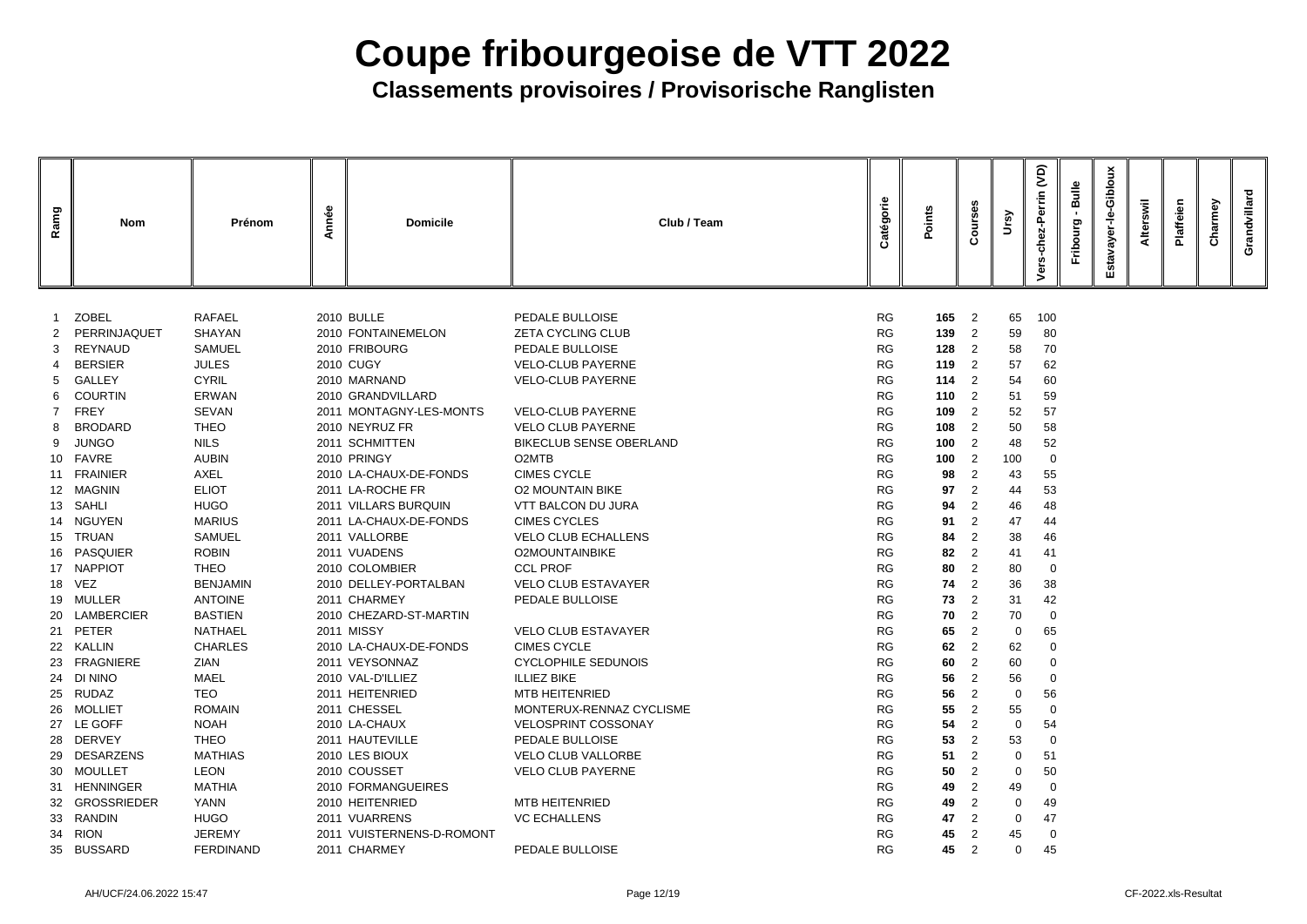# Coupe fribourgeoise de VTT 2022

## Classements provisoires / Provisorische Ranglisten

| Ramg | Nom | Prénom | Année | Domicile | Club / Team | Catégorie | Points | Courses | Ursy | Vers-chez-Perrin (VD) | Fribourg - Bulle | Estavayer-le-Gibloux | Alterswil | Plaffeien | Charmey | Grandvillard |
|---|---|---|---|---|---|---|---|---|---|---|---|---|---|---|---|---|
| 1 | ZOBEL | RAFAEL | 2010 | BULLE | PEDALE BULLOISE | RG | **165** | 2 | 65 | 100 | | | | | | |
| 2 | PERRINJAQUET | SHAYAN | 2010 | FONTAINEMELON | ZETA CYCLING CLUB | RG | **139** | 2 | 59 | 80 | | | | | | |
| 3 | REYNAUD | SAMUEL | 2010 | FRIBOURG | PEDALE BULLOISE | RG | **128** | 2 | 58 | 70 | | | | | | |
| 4 | BERSIER | JULES | 2010 | CUGY | VELO-CLUB PAYERNE | RG | **119** | 2 | 57 | 62 | | | | | | |
| 5 | GALLEY | CYRIL | 2010 | MARNAND | VELO-CLUB PAYERNE | RG | **114** | 2 | 54 | 60 | | | | | | |
| 6 | COURTIN | ERWAN | 2010 | GRANDVILLARD | | RG | **110** | 2 | 51 | 59 | | | | | | |
| 7 | FREY | SEVAN | 2011 | MONTAGNY-LES-MONTS | VELO-CLUB PAYERNE | RG | **109** | 2 | 52 | 57 | | | | | | |
| 8 | BRODARD | THEO | 2010 | NEYRUZ FR | VELO CLUB PAYERNE | RG | **108** | 2 | 50 | 58 | | | | | | |
| 9 | JUNGO | NILS | 2011 | SCHMITTEN | BIKECLUB SENSE OBERLAND | RG | **100** | 2 | 48 | 52 | | | | | | |
| 10 | FAVRE | AUBIN | 2010 | PRINGY | O2MTB | RG | **100** | 2 | 100 | 0 | | | | | | |
| 11 | FRAINIER | AXEL | 2010 | LA-CHAUX-DE-FONDS | CIMES CYCLE | RG | **98** | 2 | 43 | 55 | | | | | | |
| 12 | MAGNIN | ELIOT | 2011 | LA-ROCHE FR | O2 MOUNTAIN BIKE | RG | **97** | 2 | 44 | 53 | | | | | | |
| 13 | SAHLI | HUGO | 2011 | VILLARS BURQUIN | VTT BALCON DU JURA | RG | **94** | 2 | 46 | 48 | | | | | | |
| 14 | NGUYEN | MARIUS | 2011 | LA-CHAUX-DE-FONDS | CIMES CYCLES | RG | **91** | 2 | 47 | 44 | | | | | | |
| 15 | TRUAN | SAMUEL | 2011 | VALLORBE | VELO CLUB ECHALLENS | RG | **84** | 2 | 38 | 46 | | | | | | |
| 16 | PASQUIER | ROBIN | 2011 | VUADENS | O2MOUNTAINBIKE | RG | **82** | 2 | 41 | 41 | | | | | | |
| 17 | NAPPIOT | THEO | 2010 | COLOMBIER | CCL PROF | RG | **80** | 2 | 80 | 0 | | | | | | |
| 18 | VEZ | BENJAMIN | 2010 | DELLEY-PORTALBAN | VELO CLUB ESTAVAYER | RG | **74** | 2 | 36 | 38 | | | | | | |
| 19 | MULLER | ANTOINE | 2011 | CHARMEY | PEDALE BULLOISE | RG | **73** | 2 | 31 | 42 | | | | | | |
| 20 | LAMBERCIER | BASTIEN | 2010 | CHEZARD-ST-MARTIN | | RG | **70** | 2 | 70 | 0 | | | | | | |
| 21 | PETER | NATHAEL | 2011 | MISSY | VELO CLUB ESTAVAYER | RG | **65** | 2 | 0 | 65 | | | | | | |
| 22 | KALLIN | CHARLES | 2010 | LA-CHAUX-DE-FONDS | CIMES CYCLE | RG | **62** | 2 | 62 | 0 | | | | | | |
| 23 | FRAGNIERE | ZIAN | 2011 | VEYSONNAZ | CYCLOPHILE SEDUNOIS | RG | **60** | 2 | 60 | 0 | | | | | | |
| 24 | DI NINO | MAEL | 2010 | VAL-D'ILLIEZ | ILLIEZ BIKE | RG | **56** | 2 | 56 | 0 | | | | | | |
| 25 | RUDAZ | TEO | 2011 | HEITENRIED | MTB HEITENRIED | RG | **56** | 2 | 0 | 56 | | | | | | |
| 26 | MOLLIET | ROMAIN | 2011 | CHESSEL | MONTERUX-RENNAZ CYCLISME | RG | **55** | 2 | 55 | 0 | | | | | | |
| 27 | LE GOFF | NOAH | 2010 | LA-CHAUX | VELOSPRINT COSSONAY | RG | **54** | 2 | 0 | 54 | | | | | | |
| 28 | DERVEY | THEO | 2011 | HAUTEVILLE | PEDALE BULLOISE | RG | **53** | 2 | 53 | 0 | | | | | | |
| 29 | DESARZENS | MATHIAS | 2010 | LES BIOUX | VELO CLUB VALLORBE | RG | **51** | 2 | 0 | 51 | | | | | | |
| 30 | MOULLET | LEON | 2010 | COUSSET | VELO CLUB PAYERNE | RG | **50** | 2 | 0 | 50 | | | | | | |
| 31 | HENNINGER | MATHIA | 2010 | FORMANGUEIRES | | RG | **49** | 2 | 49 | 0 | | | | | | |
| 32 | GROSSRIEDER | YANN | 2010 | HEITENRIED | MTB HEITENRIED | RG | **49** | 2 | 0 | 49 | | | | | | |
| 33 | RANDIN | HUGO | 2011 | VUARRENS | VC ECHALLENS | RG | **47** | 2 | 0 | 47 | | | | | | |
| 34 | RION | JEREMY | 2011 | VUISTERNENS-D-ROMONT | | RG | **45** | 2 | 45 | 0 | | | | | | |
| 35 | BUSSARD | FERDINAND | 2011 | CHARMEY | PEDALE BULLOISE | RG | **45** | 2 | 0 | 45 | | | | | | |

AH/UCF/24.06.2022 15:47 CF-2022.xls-Resultat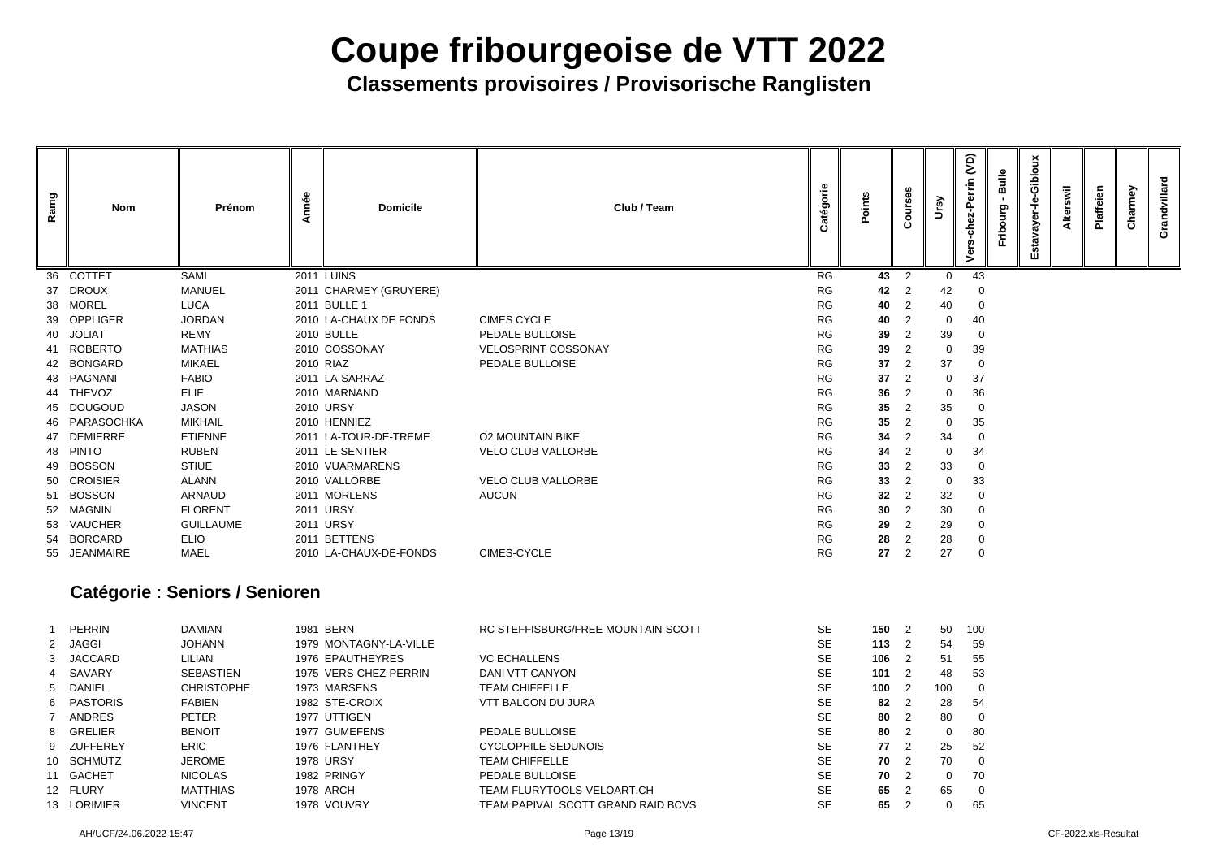# Coupe fribourgeoise de VTT 2022

## Classements provisoires / Provisorische Ranglisten

| Ramg | Nom | Prénom | Année | Domicile | Club / Team | Catégorie | Points | Courses | Ursy | Vers-chez-Perrin (VD) | Fribourg - Bulle | Estavayer-le-Gibloux | Alterswil | Plaffeien | Charmey | Grandvillard |
|---|---|---|---|---|---|---|---|---|---|---|---|---|---|---|---|---|
| 36 | COTTET | SAMI | 2011 | LUINS | | RG | **43** | 2 | 0 | 43 | | | | | | |
| 37 | DROUX | MANUEL | 2011 | CHARMEY (GRUYERE) | | RG | **42** | 2 | 42 | 0 | | | | | | |
| 38 | MOREL | LUCA | 2011 | BULLE 1 | | RG | **40** | 2 | 40 | 0 | | | | | | |
| 39 | OPPLIGER | JORDAN | 2010 | LA-CHAUX DE FONDS | CIMES CYCLE | RG | **40** | 2 | 0 | 40 | | | | | | |
| 40 | JOLIAT | REMY | 2010 | BULLE | PEDALE BULLOISE | RG | **39** | 2 | 39 | 0 | | | | | | |
| 41 | ROBERTO | MATHIAS | 2010 | COSSONAY | VELOSPRINT COSSONAY | RG | **39** | 2 | 0 | 39 | | | | | | |
| 42 | BONGARD | MIKAEL | 2010 | RIAZ | PEDALE BULLOISE | RG | **37** | 2 | 37 | 0 | | | | | | |
| 43 | PAGNANI | FABIO | 2011 | LA-SARRAZ | | RG | **37** | 2 | 0 | 37 | | | | | | |
| 44 | THEVOZ | ELIE | 2010 | MARNAND | | RG | **36** | 2 | 0 | 36 | | | | | | |
| 45 | DOUGOUD | JASON | 2010 | URSY | | RG | **35** | 2 | 35 | 0 | | | | | | |
| 46 | PARASOCHKA | MIKHAIL | 2010 | HENNIEZ | | RG | **35** | 2 | 0 | 35 | | | | | | |
| 47 | DEMIERRE | ETIENNE | 2011 | LA-TOUR-DE-TREME | O2 MOUNTAIN BIKE | RG | **34** | 2 | 34 | 0 | | | | | | |
| 48 | PINTO | RUBEN | 2011 | LE SENTIER | VELO CLUB VALLORBE | RG | **34** | 2 | 0 | 34 | | | | | | |
| 49 | BOSSON | STIUE | 2010 | VUARMARENS | | RG | **33** | 2 | 33 | 0 | | | | | | |
| 50 | CROISIER | ALANN | 2010 | VALLORBE | VELO CLUB VALLORBE | RG | **33** | 2 | 0 | 33 | | | | | | |
| 51 | BOSSON | ARNAUD | 2011 | MORLENS | AUCUN | RG | **32** | 2 | 32 | 0 | | | | | | |
| 52 | MAGNIN | FLORENT | 2011 | URSY | | RG | **30** | 2 | 30 | 0 | | | | | | |
| 53 | VAUCHER | GUILLAUME | 2011 | URSY | | RG | **29** | 2 | 29 | 0 | | | | | | |
| 54 | BORCARD | ELIO | 2011 | BETTENS | | RG | **28** | 2 | 28 | 0 | | | | | | |
| 55 | JEANMAIRE | MAEL | 2010 | LA-CHAUX-DE-FONDS | CIMES-CYCLE | RG | **27** | 2 | 27 | 0 | | | | | | |

### Catégorie : Seniors / Senioren

| Ramg | Nom | Prénom | Année | Domicile | Club / Team | Catégorie | Points | Courses | Ursy | Vers-chez-Perrin (VD) | Fribourg - Bulle | Estavayer-le-Gibloux | Alterswil | Plaffeien | Charmey | Grandvillard |
|---|---|---|---|---|---|---|---|---|---|---|---|---|---|---|---|---|
| 1 | PERRIN | DAMIAN | 1981 | BERN | RC STEFFISBURG/FREE MOUNTAIN-SCOTT | SE | **150** | 2 | 50 | 100 | | | | | | |
| 2 | JAGGI | JOHANN | 1979 | MONTAGNY-LA-VILLE | | SE | **113** | 2 | 54 | 59 | | | | | | |
| 3 | JACCARD | LILIAN | 1976 | EPAUTHEYRES | VC ECHALLENS | SE | **106** | 2 | 51 | 55 | | | | | | |
| 4 | SAVARY | SEBASTIEN | 1975 | VERS-CHEZ-PERRIN | DANI VTT CANYON | SE | **101** | 2 | 48 | 53 | | | | | | |
| 5 | DANIEL | CHRISTOPHE | 1973 | MARSENS | TEAM CHIFFELLE | SE | **100** | 2 | 100 | 0 | | | | | | |
| 6 | PASTORIS | FABIEN | 1982 | STE-CROIX | VTT BALCON DU JURA | SE | **82** | 2 | 28 | 54 | | | | | | |
| 7 | ANDRES | PETER | 1977 | UTTIGEN | | SE | **80** | 2 | 80 | 0 | | | | | | |
| 8 | GRELIER | BENOIT | 1977 | GUMEFENS | PEDALE BULLOISE | SE | **80** | 2 | 0 | 80 | | | | | | |
| 9 | ZUFFEREY | ERIC | 1976 | FLANTHEY | CYCLOPHILE SEDUNOIS | SE | **77** | 2 | 25 | 52 | | | | | | |
| 10 | SCHMUTZ | JEROME | 1978 | URSY | TEAM CHIFFELLE | SE | **70** | 2 | 70 | 0 | | | | | | |
| 11 | GACHET | NICOLAS | 1982 | PRINGY | PEDALE BULLOISE | SE | **70** | 2 | 0 | 70 | | | | | | |
| 12 | FLURY | MATTHIAS | 1978 | ARCH | TEAM FLURYTOOLS-VELOART.CH | SE | **65** | 2 | 65 | 0 | | | | | | |
| 13 | LORIMIER | VINCENT | 1978 | VOUVRY | TEAM PAPIVAL SCOTT GRAND RAID BCVS | SE | **65** | 2 | 0 | 65 | | | | | | |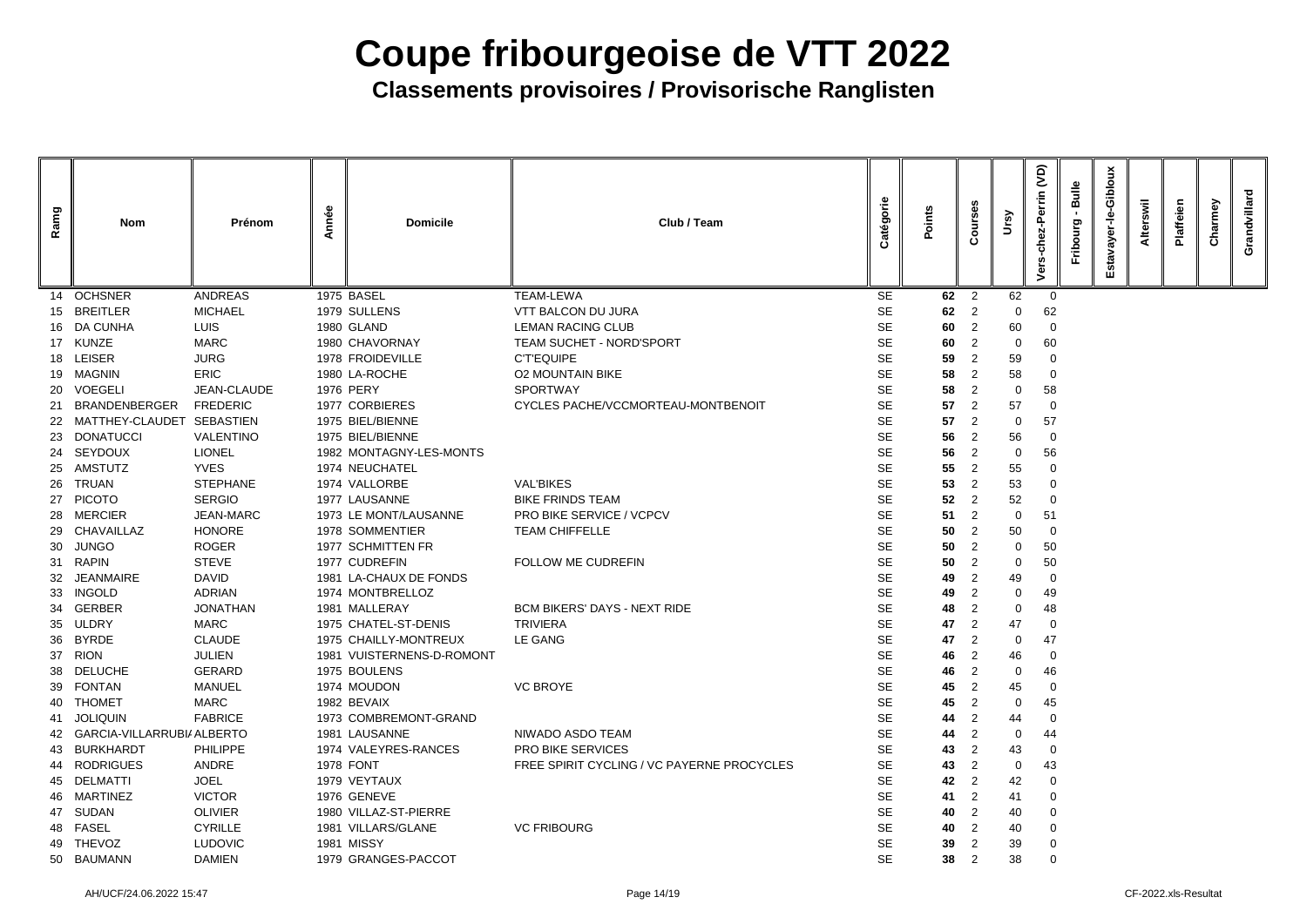# Coupe fribourgeoise de VTT 2022

## Classements provisoires / Provisorische Ranglisten

| Ramg | Nom | Prénom | Année | Domicile | Club / Team | Catégorie | Points | Courses | Ursy | Vers-chez-Perrin (VD) | Fribourg - Bulle | Estavayer-le-Gibloux | Alterswil | Plaffeien | Charmey | Grandvillard |
|---|---|---|---|---|---|---|---|---|---|---|---|---|---|---|---|---|
| 14 | OCHSNER | ANDREAS | 1975 | BASEL | TEAM-LEWA | SE | **62** | 2 | 62 | 0 | | | | | | |
| 15 | BREITLER | MICHAEL | 1979 | SULLENS | VTT BALCON DU JURA | SE | **62** | 2 | 0 | 62 | | | | | | |
| 16 | DA CUNHA | LUIS | 1980 | GLAND | LEMAN RACING CLUB | SE | **60** | 2 | 60 | 0 | | | | | | |
| 17 | KUNZE | MARC | 1980 | CHAVORNAY | TEAM SUCHET - NORD'SPORT | SE | **60** | 2 | 0 | 60 | | | | | | |
| 18 | LEISER | JURG | 1978 | FROIDEVILLE | C'T'EQUIPE | SE | **59** | 2 | 59 | 0 | | | | | | |
| 19 | MAGNIN | ERIC | 1980 | LA-ROCHE | O2 MOUNTAIN BIKE | SE | **58** | 2 | 58 | 0 | | | | | | |
| 20 | VOEGELI | JEAN-CLAUDE | 1976 | PERY | SPORTWAY | SE | **58** | 2 | 0 | 58 | | | | | | |
| 21 | BRANDENBERGER | FREDERIC | 1977 | CORBIERES | CYCLES PACHE/VCCMORTEAU-MONTBENOIT | SE | **57** | 2 | 57 | 0 | | | | | | |
| 22 | MATTHEY-CLAUDET | SEBASTIEN | 1975 | BIEL/BIENNE | | SE | **57** | 2 | 0 | 57 | | | | | | |
| 23 | DONATUCCI | VALENTINO | 1975 | BIEL/BIENNE | | SE | **56** | 2 | 56 | 0 | | | | | | |
| 24 | SEYDOUX | LIONEL | 1982 | MONTAGNY-LES-MONTS | | SE | **56** | 2 | 0 | 56 | | | | | | |
| 25 | AMSTUTZ | YVES | 1974 | NEUCHATEL | | SE | **55** | 2 | 55 | 0 | | | | | | |
| 26 | TRUAN | STEPHANE | 1974 | VALLORBE | VAL'BIKES | SE | **53** | 2 | 53 | 0 | | | | | | |
| 27 | PICOTO | SERGIO | 1977 | LAUSANNE | BIKE FRINDS TEAM | SE | **52** | 2 | 52 | 0 | | | | | | |
| 28 | MERCIER | JEAN-MARC | 1973 | LE MONT/LAUSANNE | PRO BIKE SERVICE / VCPCV | SE | **51** | 2 | 0 | 51 | | | | | | |
| 29 | CHAVAILLAZ | HONORE | 1978 | SOMMENTIER | TEAM CHIFFELLE | SE | **50** | 2 | 50 | 0 | | | | | | |
| 30 | JUNGO | ROGER | 1977 | SCHMITTEN FR | | SE | **50** | 2 | 0 | 50 | | | | | | |
| 31 | RAPIN | STEVE | 1977 | CUDREFIN | FOLLOW ME CUDREFIN | SE | **50** | 2 | 0 | 50 | | | | | | |
| 32 | JEANMAIRE | DAVID | 1981 | LA-CHAUX DE FONDS | | SE | **49** | 2 | 49 | 0 | | | | | | |
| 33 | INGOLD | ADRIAN | 1974 | MONTBRELLOZ | | SE | **49** | 2 | 0 | 49 | | | | | | |
| 34 | GERBER | JONATHAN | 1981 | MALLERAY | BCM BIKERS' DAYS - NEXT RIDE | SE | **48** | 2 | 0 | 48 | | | | | | |
| 35 | ULDRY | MARC | 1975 | CHATEL-ST-DENIS | TRIVIERA | SE | **47** | 2 | 47 | 0 | | | | | | |
| 36 | BYRDE | CLAUDE | 1975 | CHAILLY-MONTREUX | LE GANG | SE | **47** | 2 | 0 | 47 | | | | | | |
| 37 | RION | JULIEN | 1981 | VUISTERNENS-D-ROMONT | | SE | **46** | 2 | 46 | 0 | | | | | | |
| 38 | DELUCHE | GERARD | 1975 | BOULENS | | SE | **46** | 2 | 0 | 46 | | | | | | |
| 39 | FONTAN | MANUEL | 1974 | MOUDON | VC BROYE | SE | **45** | 2 | 45 | 0 | | | | | | |
| 40 | THOMET | MARC | 1982 | BEVAIX | | SE | **45** | 2 | 0 | 45 | | | | | | |
| 41 | JOLIQUIN | FABRICE | 1973 | COMBREMONT-GRAND | | SE | **44** | 2 | 44 | 0 | | | | | | |
| 42 | GARCIA-VILLARRUBI/ | ALBERTO | 1981 | LAUSANNE | NIWADO ASDO TEAM | SE | **44** | 2 | 0 | 44 | | | | | | |
| 43 | BURKHARDT | PHILIPPE | 1974 | VALEYRES-RANCES | PRO BIKE SERVICES | SE | **43** | 2 | 43 | 0 | | | | | | |
| 44 | RODRIGUES | ANDRE | 1978 | FONT | FREE SPIRIT CYCLING / VC PAYERNE PROCYCLES | SE | **43** | 2 | 0 | 43 | | | | | | |
| 45 | DELMATTI | JOEL | 1979 | VEYTAUX | | SE | **42** | 2 | 42 | 0 | | | | | | |
| 46 | MARTINEZ | VICTOR | 1976 | GENEVE | | SE | **41** | 2 | 41 | 0 | | | | | | |
| 47 | SUDAN | OLIVIER | 1980 | VILLAZ-ST-PIERRE | | SE | **40** | 2 | 40 | 0 | | | | | | |
| 48 | FASEL | CYRILLE | 1981 | VILLARS/GLANE | VC FRIBOURG | SE | **40** | 2 | 40 | 0 | | | | | | |
| 49 | THEVOZ | LUDOVIC | 1981 | MISSY | | SE | **39** | 2 | 39 | 0 | | | | | | |
| 50 | BAUMANN | DAMIEN | 1979 | GRANGES-PACCOT | | SE | **38** | 2 | 38 | 0 | | | | | | |

AH/UCF/24.06.2022 15:47 CF-2022.xls-Resultat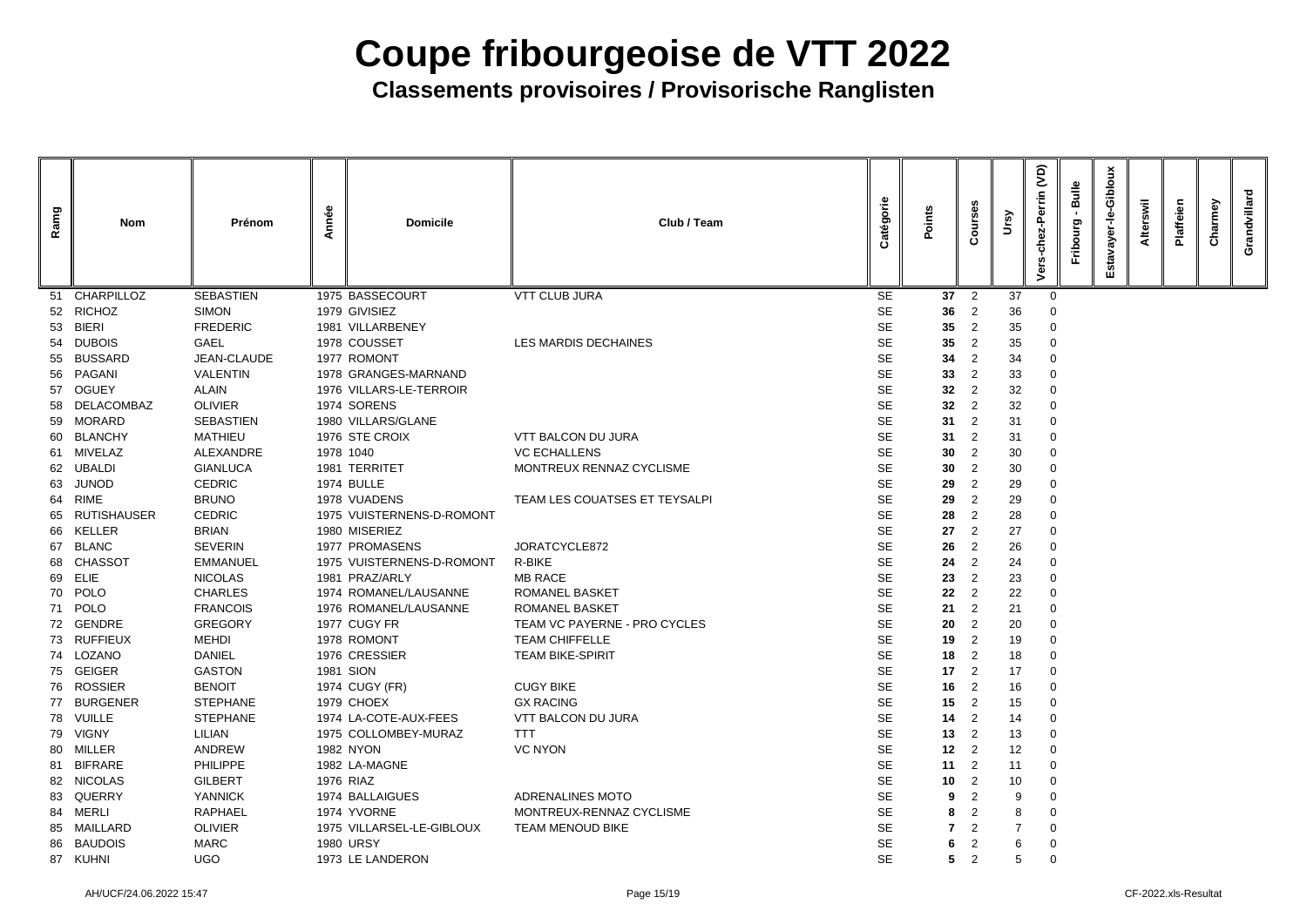# Coupe fribourgeoise de VTT 2022

## Classements provisoires / Provisorische Ranglisten

| Ramg | Nom | Prénom | Année | Domicile | Club / Team | Catégorie | Points | Courses | Ursy | Vers-chez-Perrin (VD) | Fribourg - Bulle | Estavayer-le-Gibloux | Alterswil | Plaffeien | Charmey | Grandvillard |
|---|---|---|---|---|---|---|---|---|---|---|---|---|---|---|---|---|
| 51 | CHARPILLOZ | SEBASTIEN | 1975 | BASSECOURT | VTT CLUB JURA | SE | **37** | 2 | 37 | 0 | | | | | | |
| 52 | RICHOZ | SIMON | 1979 | GIVISIEZ | | SE | **36** | 2 | 36 | 0 | | | | | | |
| 53 | BIERI | FREDERIC | 1981 | VILLARBENEY | | SE | **35** | 2 | 35 | 0 | | | | | | |
| 54 | DUBOIS | GAEL | 1978 | COUSSET | LES MARDIS DECHAINES | SE | **35** | 2 | 35 | 0 | | | | | | |
| 55 | BUSSARD | JEAN-CLAUDE | 1977 | ROMONT | | SE | **34** | 2 | 34 | 0 | | | | | | |
| 56 | PAGANI | VALENTIN | 1978 | GRANGES-MARNAND | | SE | **33** | 2 | 33 | 0 | | | | | | |
| 57 | OGUEY | ALAIN | 1976 | VILLARS-LE-TERROIR | | SE | **32** | 2 | 32 | 0 | | | | | | |
| 58 | DELACOMBAZ | OLIVIER | 1974 | SORENS | | SE | **32** | 2 | 32 | 0 | | | | | | |
| 59 | MORARD | SEBASTIEN | 1980 | VILLARS/GLANE | | SE | **31** | 2 | 31 | 0 | | | | | | |
| 60 | BLANCHY | MATHIEU | 1976 | STE CROIX | VTT BALCON DU JURA | SE | **31** | 2 | 31 | 0 | | | | | | |
| 61 | MIVELAZ | ALEXANDRE | 1978 | 1040 | VC ECHALLENS | SE | **30** | 2 | 30 | 0 | | | | | | |
| 62 | UBALDI | GIANLUCA | 1981 | TERRITET | MONTREUX RENNAZ CYCLISME | SE | **30** | 2 | 30 | 0 | | | | | | |
| 63 | JUNOD | CEDRIC | 1974 | BULLE | | SE | **29** | 2 | 29 | 0 | | | | | | |
| 64 | RIME | BRUNO | 1978 | VUADENS | TEAM LES COUATSES ET TEYSALPI | SE | **29** | 2 | 29 | 0 | | | | | | |
| 65 | RUTISHAUSER | CEDRIC | 1975 | VUISTERNENS-D-ROMONT | | SE | **28** | 2 | 28 | 0 | | | | | | |
| 66 | KELLER | BRIAN | 1980 | MISERIEZ | | SE | **27** | 2 | 27 | 0 | | | | | | |
| 67 | BLANC | SEVERIN | 1977 | PROMASENS | JORATCYCLE872 | SE | **26** | 2 | 26 | 0 | | | | | | |
| 68 | CHASSOT | EMMANUEL | 1975 | VUISTERNENS-D-ROMONT | R-BIKE | SE | **24** | 2 | 24 | 0 | | | | | | |
| 69 | ELIE | NICOLAS | 1981 | PRAZ/ARLY | MB RACE | SE | **23** | 2 | 23 | 0 | | | | | | |
| 70 | POLO | CHARLES | 1974 | ROMANEL/LAUSANNE | ROMANEL BASKET | SE | **22** | 2 | 22 | 0 | | | | | | |
| 71 | POLO | FRANCOIS | 1976 | ROMANEL/LAUSANNE | ROMANEL BASKET | SE | **21** | 2 | 21 | 0 | | | | | | |
| 72 | GENDRE | GREGORY | 1977 | CUGY FR | TEAM VC PAYERNE - PRO CYCLES | SE | **20** | 2 | 20 | 0 | | | | | | |
| 73 | RUFFIEUX | MEHDI | 1978 | ROMONT | TEAM CHIFFELLE | SE | **19** | 2 | 19 | 0 | | | | | | |
| 74 | LOZANO | DANIEL | 1976 | CRESSIER | TEAM BIKE-SPIRIT | SE | **18** | 2 | 18 | 0 | | | | | | |
| 75 | GEIGER | GASTON | 1981 | SION | | SE | **17** | 2 | 17 | 0 | | | | | | |
| 76 | ROSSIER | BENOIT | 1974 | CUGY (FR) | CUGY BIKE | SE | **16** | 2 | 16 | 0 | | | | | | |
| 77 | BURGENER | STEPHANE | 1979 | CHOEX | GX RACING | SE | **15** | 2 | 15 | 0 | | | | | | |
| 78 | VUILLE | STEPHANE | 1974 | LA-COTE-AUX-FEES | VTT BALCON DU JURA | SE | **14** | 2 | 14 | 0 | | | | | | |
| 79 | VIGNY | LILIAN | 1975 | COLLOMBEY-MURAZ | TTT | SE | **13** | 2 | 13 | 0 | | | | | | |
| 80 | MILLER | ANDREW | 1982 | NYON | VC NYON | SE | **12** | 2 | 12 | 0 | | | | | | |
| 81 | BIFRARE | PHILIPPE | 1982 | LA-MAGNE | | SE | **11** | 2 | 11 | 0 | | | | | | |
| 82 | NICOLAS | GILBERT | 1976 | RIAZ | | SE | **10** | 2 | 10 | 0 | | | | | | |
| 83 | QUERRY | YANNICK | 1974 | BALLAIGUES | ADRENALINES MOTO | SE | **9** | 2 | 9 | 0 | | | | | | |
| 84 | MERLI | RAPHAEL | 1974 | YVORNE | MONTREUX-RENNAZ CYCLISME | SE | **8** | 2 | 8 | 0 | | | | | | |
| 85 | MAILLARD | OLIVIER | 1975 | VILLARSEL-LE-GIBLOUX | TEAM MENOUD BIKE | SE | **7** | 2 | 7 | 0 | | | | | | |
| 86 | BAUDOIS | MARC | 1980 | URSY | | SE | **6** | 2 | 6 | 0 | | | | | | |
| 87 | KUHNI | UGO | 1973 | LE LANDERON | | SE | **5** | 2 | 5 | 0 | | | | | | |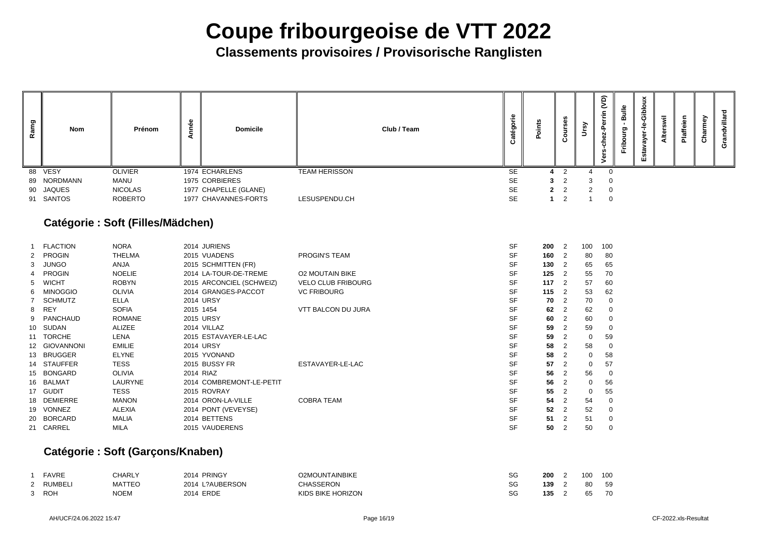# Coupe fribourgeoise de VTT 2022

## Classements provisoires / Provisorische Ranglisten

| Ramg | Nom | Prénom | Année | Domicile | Club / Team | Catégorie | Points | Courses | Ursy | Vers-chez-Perrin (VD) | Fribourg - Bulle | Estavayer-le-Gibloux | Alterswil | Plaffeien | Charmey | Grandvillard |
|---|---|---|---|---|---|---|---|---|---|---|---|---|---|---|---|---|
| 88 | VESY | OLIVIER | 1974 | ECHARLENS | TEAM HERISSON | SE | **4** | 2 | 4 | 0 | | | | | | |
| 89 | NORDMANN | MANU | 1975 | CORBIERES | | SE | **3** | 2 | 3 | 0 | | | | | | |
| 90 | JAQUES | NICOLAS | 1977 | CHAPELLE (GLANE) | | SE | **2** | 2 | 2 | 0 | | | | | | |
| 91 | SANTOS | ROBERTO | 1977 | CHAVANNES-FORTS | LESUSPENDU.CH | SE | **1** | 2 | 1 | 0 | | | | | | |

### Catégorie : Soft (Filles/Mädchen)

| Ramg | Nom | Prénom | Année | Domicile | Club / Team | Catégorie | Points | Courses | Ursy | Vers-chez-Perrin (VD) | Fribourg - Bulle | Estavayer-le-Gibloux | Alterswil | Plaffeien | Charmey | Grandvillard |
|---|---|---|---|---|---|---|---|---|---|---|---|---|---|---|---|---|
| 1 | FLACTION | NORA | 2014 | JURIENS | | SF | **200** | 2 | 100 | 100 | | | | | | |
| 2 | PROGIN | THELMA | 2015 | VUADENS | PROGIN'S TEAM | SF | **160** | 2 | 80 | 80 | | | | | | |
| 3 | JUNGO | ANJA | 2015 | SCHMITTEN (FR) | | SF | **130** | 2 | 65 | 65 | | | | | | |
| 4 | PROGIN | NOELIE | 2014 | LA-TOUR-DE-TREME | O2 MOUTAIN BIKE | SF | **125** | 2 | 55 | 70 | | | | | | |
| 5 | WICHT | ROBYN | 2015 | ARCONCIEL (SCHWEIZ) | VELO CLUB FRIBOURG | SF | **117** | 2 | 57 | 60 | | | | | | |
| 6 | MINOGGIO | OLIVIA | 2014 | GRANGES-PACCOT | VC FRIBOURG | SF | **115** | 2 | 53 | 62 | | | | | | |
| 7 | SCHMUTZ | ELLA | 2014 | URSY | | SF | **70** | 2 | 70 | 0 | | | | | | |
| 8 | REY | SOFIA | 2015 | 1454 | VTT BALCON DU JURA | SF | **62** | 2 | 62 | 0 | | | | | | |
| 9 | PANCHAUD | ROMANE | 2015 | URSY | | SF | **60** | 2 | 60 | 0 | | | | | | |
| 10 | SUDAN | ALIZEE | 2014 | VILLAZ | | SF | **59** | 2 | 59 | 0 | | | | | | |
| 11 | TORCHE | LENA | 2015 | ESTAVAYER-LE-LAC | | SF | **59** | 2 | 0 | 59 | | | | | | |
| 12 | GIOVANNONI | EMILIE | 2014 | URSY | | SF | **58** | 2 | 58 | 0 | | | | | | |
| 13 | BRUGGER | ELYNE | 2015 | YVONAND | | SF | **58** | 2 | 0 | 58 | | | | | | |
| 14 | STAUFFER | TESS | 2015 | BUSSY FR | ESTAVAYER-LE-LAC | SF | **57** | 2 | 0 | 57 | | | | | | |
| 15 | BONGARD | OLIVIA | 2014 | RIAZ | | SF | **56** | 2 | 56 | 0 | | | | | | |
| 16 | BALMAT | LAURYNE | 2014 | COMBREMONT-LE-PETIT | | SF | **56** | 2 | 0 | 56 | | | | | | |
| 17 | GUDIT | TESS | 2015 | ROVRAY | | SF | **55** | 2 | 0 | 55 | | | | | | |
| 18 | DEMIERRE | MANON | 2014 | ORON-LA-VILLE | COBRA TEAM | SF | **54** | 2 | 54 | 0 | | | | | | |
| 19 | VONNEZ | ALEXIA | 2014 | PONT (VEVEYSE) | | SF | **52** | 2 | 52 | 0 | | | | | | |
| 20 | BORCARD | MALIA | 2014 | BETTENS | | SF | **51** | 2 | 51 | 0 | | | | | | |
| 21 | CARREL | MILA | 2015 | VAUDERENS | | SF | **50** | 2 | 50 | 0 | | | | | | |

### Catégorie : Soft (Garçons/Knaben)

| Ramg | Nom | Prénom | Année | Domicile | Club / Team | Catégorie | Points | Courses | Ursy | Vers-chez-Perrin (VD) | Fribourg - Bulle | Estavayer-le-Gibloux | Alterswil | Plaffeien | Charmey | Grandvillard |
|---|---|---|---|---|---|---|---|---|---|---|---|---|---|---|---|---|
| 1 | FAVRE | CHARLY | 2014 | PRINGY | O2MOUNTAINBIKE | SG | **200** | 2 | 100 | 100 | | | | | | |
| 2 | RUMBELI | MATTEO | 2014 | L?AUBERSON | CHASSERON | SG | **139** | 2 | 80 | 59 | | | | | | |
| 3 | ROH | NOEM | 2014 | ERDE | KIDS BIKE HORIZON | SG | **135** | 2 | 65 | 70 | | | | | | |

AH/UCF/24.06.2022 15:47 CF-2022.xls-Resultat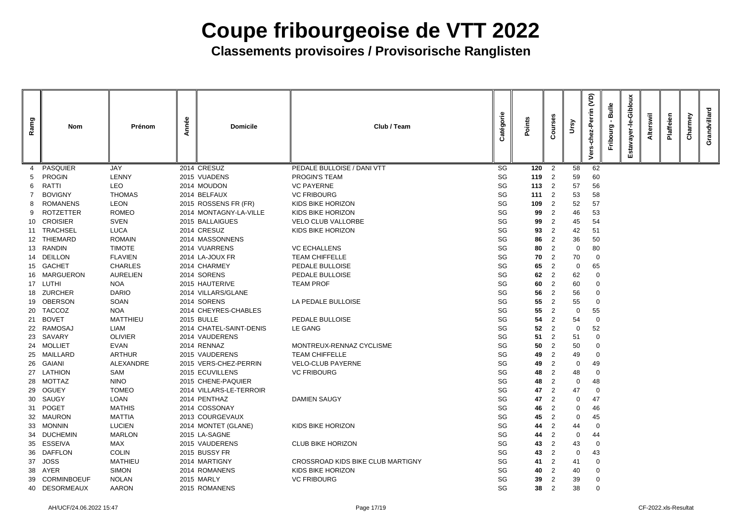# Coupe fribourgeoise de VTT 2022

## Classements provisoires / Provisorische Ranglisten

| Rang | Nom | Prénom | Année | Domicile | Club / Team | Catégorie | Points | Courses | Ursy | Vers-chez-Perrin (VD) | Fribourg - Bulle | Estavayer-le-Gibloux | Alterswil | Plaffeien | Charmey | Grandvillard |
|---|---|---|---|---|---|---|---|---|---|---|---|---|---|---|---|---|
| 4 | PASQUIER | JAY | 2014 | CRESUZ | PEDALE BULLOISE / DANI VTT | SG | **120** | 2 | 58 | 62 | | | | | | |
| 5 | PROGIN | LENNY | 2015 | VUADENS | PROGIN'S TEAM | SG | **119** | 2 | 59 | 60 | | | | | | |
| 6 | RATTI | LEO | 2014 | MOUDON | VC PAYERNE | SG | **113** | 2 | 57 | 56 | | | | | | |
| 7 | BOVIGNY | THOMAS | 2014 | BELFAUX | VC FRIBOURG | SG | **111** | 2 | 53 | 58 | | | | | | |
| 8 | ROMANENS | LEON | 2015 | ROSSENS FR (FR) | KIDS BIKE HORIZON | SG | **109** | 2 | 52 | 57 | | | | | | |
| 9 | ROTZETTER | ROMEO | 2014 | MONTAGNY-LA-VILLE | KIDS BIKE HORIZON | SG | **99** | 2 | 46 | 53 | | | | | | |
| 10 | CROISIER | SVEN | 2015 | BALLAIGUES | VELO CLUB VALLORBE | SG | **99** | 2 | 45 | 54 | | | | | | |
| 11 | TRACHSEL | LUCA | 2014 | CRESUZ | KIDS BIKE HORIZON | SG | **93** | 2 | 42 | 51 | | | | | | |
| 12 | THIEMARD | ROMAIN | 2014 | MASSONNENS | | SG | **86** | 2 | 36 | 50 | | | | | | |
| 13 | RANDIN | TIMOTE | 2014 | VUARRENS | VC ECHALLENS | SG | **80** | 2 | 0 | 80 | | | | | | |
| 14 | DEILLON | FLAVIEN | 2014 | LA-JOUX FR | TEAM CHIFFELLE | SG | **70** | 2 | 70 | 0 | | | | | | |
| 15 | GACHET | CHARLES | 2014 | CHARMEY | PEDALE BULLOISE | SG | **65** | 2 | 0 | 65 | | | | | | |
| 16 | MARGUERON | AURELIEN | 2014 | SORENS | PEDALE BULLOISE | SG | **62** | 2 | 62 | 0 | | | | | | |
| 17 | LUTHI | NOA | 2015 | HAUTERIVE | TEAM PROF | SG | **60** | 2 | 60 | 0 | | | | | | |
| 18 | ZURCHER | DARIO | 2014 | VILLARS/GLANE | | SG | **56** | 2 | 56 | 0 | | | | | | |
| 19 | OBERSON | SOAN | 2014 | SORENS | LA PEDALE BULLOISE | SG | **55** | 2 | 55 | 0 | | | | | | |
| 20 | TACCOZ | NOA | 2014 | CHEYRES-CHABLES | | SG | **55** | 2 | 0 | 55 | | | | | | |
| 21 | BOVET | MATTHIEU | 2015 | BULLE | PEDALE BULLOISE | SG | **54** | 2 | 54 | 0 | | | | | | |
| 22 | RAMOSAJ | LIAM | 2014 | CHATEL-SAINT-DENIS | LE GANG | SG | **52** | 2 | 0 | 52 | | | | | | |
| 23 | SAVARY | OLIVIER | 2014 | VAUDERENS | | SG | **51** | 2 | 51 | 0 | | | | | | |
| 24 | MOLLIET | EVAN | 2014 | RENNAZ | MONTREUX-RENNAZ CYCLISME | SG | **50** | 2 | 50 | 0 | | | | | | |
| 25 | MAILLARD | ARTHUR | 2015 | VAUDERENS | TEAM CHIFFELLE | SG | **49** | 2 | 49 | 0 | | | | | | |
| 26 | GAIANI | ALEXANDRE | 2015 | VERS-CHEZ-PERRIN | VELO-CLUB PAYERNE | SG | **49** | 2 | 0 | 49 | | | | | | |
| 27 | LATHION | SAM | 2015 | ECUVILLENS | VC FRIBOURG | SG | **48** | 2 | 48 | 0 | | | | | | |
| 28 | MOTTAZ | NINO | 2015 | CHENE-PAQUIER | | SG | **48** | 2 | 0 | 48 | | | | | | |
| 29 | OGUEY | TOMEO | 2014 | VILLARS-LE-TERROIR | | SG | **47** | 2 | 47 | 0 | | | | | | |
| 30 | SAUGY | LOAN | 2014 | PENTHAZ | DAMIEN SAUGY | SG | **47** | 2 | 0 | 47 | | | | | | |
| 31 | POGET | MATHIS | 2014 | COSSONAY | | SG | **46** | 2 | 0 | 46 | | | | | | |
| 32 | MAURON | MATTIA | 2013 | COURGEVAUX | | SG | **45** | 2 | 0 | 45 | | | | | | |
| 33 | MONNIN | LUCIEN | 2014 | MONTET (GLANE) | KIDS BIKE HORIZON | SG | **44** | 2 | 44 | 0 | | | | | | |
| 34 | DUCHEMIN | MARLON | 2015 | LA-SAGNE | | SG | **44** | 2 | 0 | 44 | | | | | | |
| 35 | ESSEIVA | MAX | 2015 | VAUDERENS | CLUB BIKE HORIZON | SG | **43** | 2 | 43 | 0 | | | | | | |
| 36 | DAFFLON | COLIN | 2015 | BUSSY FR | | SG | **43** | 2 | 0 | 43 | | | | | | |
| 37 | JOSS | MATHIEU | 2014 | MARTIGNY | CROSSROAD KIDS BIKE CLUB MARTIGNY | SG | **41** | 2 | 41 | 0 | | | | | | |
| 38 | AYER | SIMON | 2014 | ROMANENS | KIDS BIKE HORIZON | SG | **40** | 2 | 40 | 0 | | | | | | |
| 39 | CORMINBOEUF | NOLAN | 2015 | MARLY | VC FRIBOURG | SG | **39** | 2 | 39 | 0 | | | | | | |
| 40 | DESORMEAUX | AARON | 2015 | ROMANENS | | SG | **38** | 2 | 38 | 0 | | | | | | |

AH/UCF/24.06.2022 15:47 CF-2022.xls-Resultat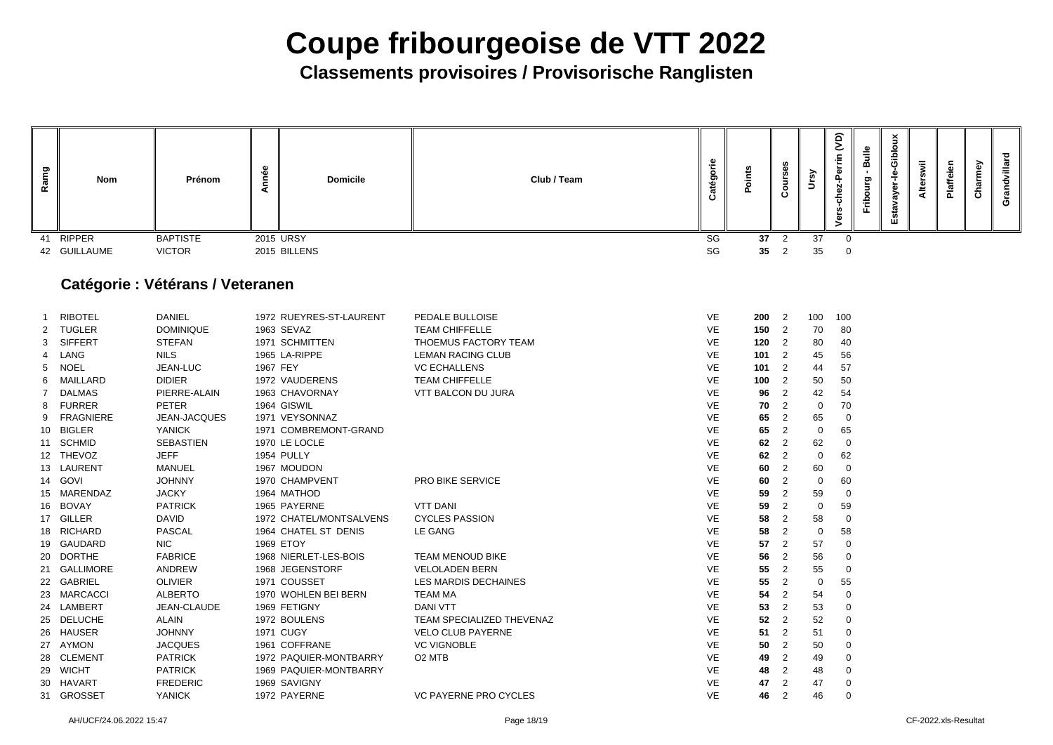# Coupe fribourgeoise de VTT 2022

## Classements provisoires / Provisorische Ranglisten

| Rang | Nom | Prénom | Année | Domicile | Club / Team | Catégorie | Points | Courses | Ursy | Vers-chez-Perrin (VD) | Fribourg - Bulle | Estavayer-le-Gibloux | Alterswil | Plaffeien | Charmey | Grandvillard |
|---|---|---|---|---|---|---|---|---|---|---|---|---|---|---|---|---|
| 41 | RIPPER | BAPTISTE | 2015 | URSY | | SG | **37** | 2 | 37 | 0 | | | | | | |
| 42 | GUILLAUME | VICTOR | 2015 | BILLENS | | SG | **35** | 2 | 35 | 0 | | | | | | |

### Catégorie : Vétérans / Veteranen

| Rang | Nom | Prénom | Année | Domicile | Club / Team | Catégorie | Points | Courses | Ursy | Vers-chez-Perrin (VD) | Fribourg - Bulle | Estavayer-le-Gibloux | Alterswil | Plaffeien | Charmey | Grandvillard |
|---|---|---|---|---|---|---|---|---|---|---|---|---|---|---|---|---|
| 1 | RIBOTEL | DANIEL | 1972 | RUEYRES-ST-LAURENT | PEDALE BULLOISE | VE | **200** | 2 | 100 | 100 | | | | | | |
| 2 | TUGLER | DOMINIQUE | 1963 | SEVAZ | TEAM CHIFFELLE | VE | **150** | 2 | 70 | 80 | | | | | | |
| 3 | SIFFERT | STEFAN | 1971 | SCHMITTEN | THOEMUS FACTORY TEAM | VE | **120** | 2 | 80 | 40 | | | | | | |
| 4 | LANG | NILS | 1965 | LA-RIPPE | LEMAN RACING CLUB | VE | **101** | 2 | 45 | 56 | | | | | | |
| 5 | NOEL | JEAN-LUC | 1967 | FEY | VC ECHALLENS | VE | **101** | 2 | 44 | 57 | | | | | | |
| 6 | MAILLARD | DIDIER | 1972 | VAUDERENS | TEAM CHIFFELLE | VE | **100** | 2 | 50 | 50 | | | | | | |
| 7 | DALMAS | PIERRE-ALAIN | 1963 | CHAVORNAY | VTT BALCON DU JURA | VE | **96** | 2 | 42 | 54 | | | | | | |
| 8 | FURRER | PETER | 1964 | GISWIL | | VE | **70** | 2 | 0 | 70 | | | | | | |
| 9 | FRAGNIERE | JEAN-JACQUES | 1971 | VEYSONNAZ | | VE | **65** | 2 | 65 | 0 | | | | | | |
| 10 | BIGLER | YANICK | 1971 | COMBREMONT-GRAND | | VE | **65** | 2 | 0 | 65 | | | | | | |
| 11 | SCHMID | SEBASTIEN | 1970 | LE LOCLE | | VE | **62** | 2 | 62 | 0 | | | | | | |
| 12 | THEVOZ | JEFF | 1954 | PULLY | | VE | **62** | 2 | 0 | 62 | | | | | | |
| 13 | LAURENT | MANUEL | 1967 | MOUDON | | VE | **60** | 2 | 60 | 0 | | | | | | |
| 14 | GOVI | JOHNNY | 1970 | CHAMPVENT | PRO BIKE SERVICE | VE | **60** | 2 | 0 | 60 | | | | | | |
| 15 | MARENDAZ | JACKY | 1964 | MATHOD | | VE | **59** | 2 | 59 | 0 | | | | | | |
| 16 | BOVAY | PATRICK | 1965 | PAYERNE | VTT DANI | VE | **59** | 2 | 0 | 59 | | | | | | |
| 17 | GILLER | DAVID | 1972 | CHATEL/MONTSALVENS | CYCLES PASSION | VE | **58** | 2 | 58 | 0 | | | | | | |
| 18 | RICHARD | PASCAL | 1964 | CHATEL ST DENIS | LE GANG | VE | **58** | 2 | 0 | 58 | | | | | | |
| 19 | GAUDARD | NIC | 1969 | ETOY | | VE | **57** | 2 | 57 | 0 | | | | | | |
| 20 | DORTHE | FABRICE | 1968 | NIERLET-LES-BOIS | TEAM MENOUD BIKE | VE | **56** | 2 | 56 | 0 | | | | | | |
| 21 | GALLIMORE | ANDREW | 1968 | JEGENSTORF | VELOLADEN BERN | VE | **55** | 2 | 55 | 0 | | | | | | |
| 22 | GABRIEL | OLIVIER | 1971 | COUSSET | LES MARDIS DECHAINES | VE | **55** | 2 | 0 | 55 | | | | | | |
| 23 | MARCACCI | ALBERTO | 1970 | WOHLEN BEI BERN | TEAM MA | VE | **54** | 2 | 54 | 0 | | | | | | |
| 24 | LAMBERT | JEAN-CLAUDE | 1969 | FETIGNY | DANI VTT | VE | **53** | 2 | 53 | 0 | | | | | | |
| 25 | DELUCHE | ALAIN | 1972 | BOULENS | TEAM SPECIALIZED THEVENAZ | VE | **52** | 2 | 52 | 0 | | | | | | |
| 26 | HAUSER | JOHNNY | 1971 | CUGY | VELO CLUB PAYERNE | VE | **51** | 2 | 51 | 0 | | | | | | |
| 27 | AYMON | JACQUES | 1961 | COFFRANE | VC VIGNOBLE | VE | **50** | 2 | 50 | 0 | | | | | | |
| 28 | CLEMENT | PATRICK | 1972 | PAQUIER-MONTBARRY | O2 MTB | VE | **49** | 2 | 49 | 0 | | | | | | |
| 29 | WICHT | PATRICK | 1969 | PAQUIER-MONTBARRY | | VE | **48** | 2 | 48 | 0 | | | | | | |
| 30 | HAVART | FREDERIC | 1969 | SAVIGNY | | VE | **47** | 2 | 47 | 0 | | | | | | |
| 31 | GROSSET | YANICK | 1972 | PAYERNE | VC PAYERNE PRO CYCLES | VE | **46** | 2 | 46 | 0 | | | | | | |

AH/UCF/24.06.2022 15:47 — CF-2022.xls-Resultat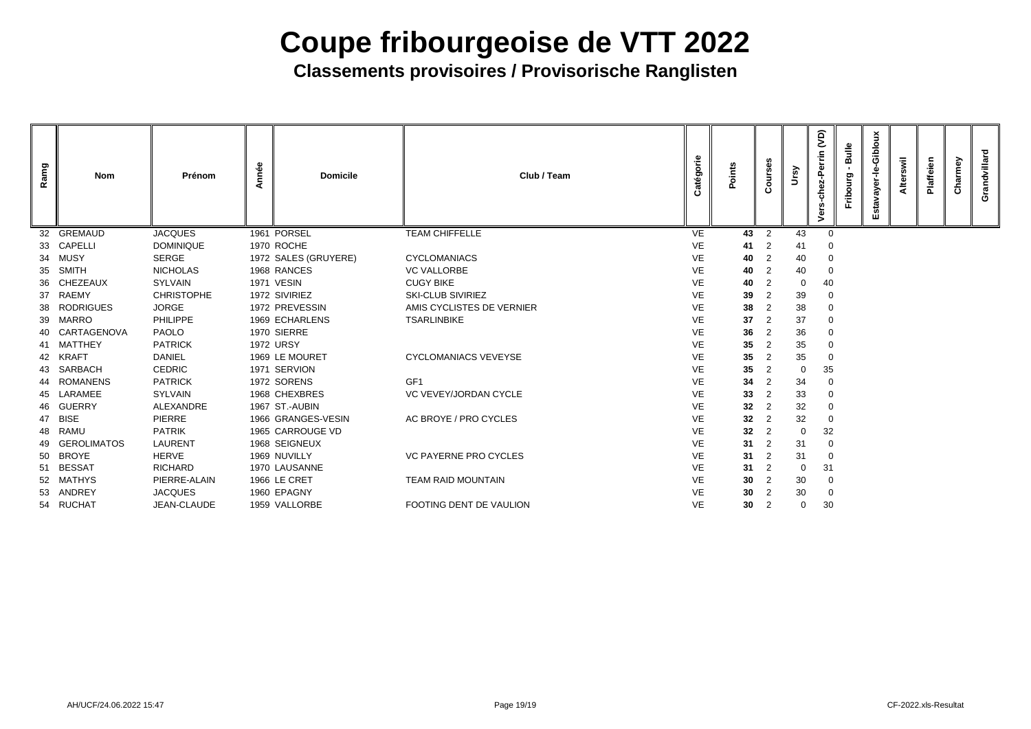# Coupe fribourgeoise de VTT 2022

## Classements provisoires / Provisorische Ranglisten

| Ramg | Nom | Prénom | Année | Domicile | Club / Team | Catégorie | Points | Courses | Ursy | Vers-chez-Perrin (VD) | Fribourg - Bulle | Estavayer-le-Gibloux | Alterswil | Plaffeien | Charmey | Grandvillard |
|---|---|---|---|---|---|---|---|---|---|---|---|---|---|---|---|---|
| 32 | GREMAUD | JACQUES | 1961 | PORSEL | TEAM CHIFFELLE | VE | **43** | 2 | 43 | 0 | | | | | | |
| 33 | CAPELLI | DOMINIQUE | 1970 | ROCHE | | VE | **41** | 2 | 41 | 0 | | | | | | |
| 34 | MUSY | SERGE | 1972 | SALES (GRUYERE) | CYCLOMANIACS | VE | **40** | 2 | 40 | 0 | | | | | | |
| 35 | SMITH | NICHOLAS | 1968 | RANCES | VC VALLORBE | VE | **40** | 2 | 40 | 0 | | | | | | |
| 36 | CHEZEAUX | SYLVAIN | 1971 | VESIN | CUGY BIKE | VE | **40** | 2 | 0 | 40 | | | | | | |
| 37 | RAEMY | CHRISTOPHE | 1972 | SIVIRIEZ | SKI-CLUB SIVIRIEZ | VE | **39** | 2 | 39 | 0 | | | | | | |
| 38 | RODRIGUES | JORGE | 1972 | PREVESSIN | AMIS CYCLISTES DE VERNIER | VE | **38** | 2 | 38 | 0 | | | | | | |
| 39 | MARRO | PHILIPPE | 1969 | ECHARLENS | TSARLINBIKE | VE | **37** | 2 | 37 | 0 | | | | | | |
| 40 | CARTAGENOVA | PAOLO | 1970 | SIERRE | | VE | **36** | 2 | 36 | 0 | | | | | | |
| 41 | MATTHEY | PATRICK | 1972 | URSY | | VE | **35** | 2 | 35 | 0 | | | | | | |
| 42 | KRAFT | DANIEL | 1969 | LE MOURET | CYCLOMANIACS VEVEYSE | VE | **35** | 2 | 35 | 0 | | | | | | |
| 43 | SARBACH | CEDRIC | 1971 | SERVION | | VE | **35** | 2 | 0 | 35 | | | | | | |
| 44 | ROMANENS | PATRICK | 1972 | SORENS | GF1 | VE | **34** | 2 | 34 | 0 | | | | | | |
| 45 | LARAMEE | SYLVAIN | 1968 | CHEXBRES | VC VEVEY/JORDAN CYCLE | VE | **33** | 2 | 33 | 0 | | | | | | |
| 46 | GUERRY | ALEXANDRE | 1967 | ST.-AUBIN | | VE | **32** | 2 | 32 | 0 | | | | | | |
| 47 | BISE | PIERRE | 1966 | GRANGES-VESIN | AC BROYE / PRO CYCLES | VE | **32** | 2 | 32 | 0 | | | | | | |
| 48 | RAMU | PATRIK | 1965 | CARROUGE VD | | VE | **32** | 2 | 0 | 32 | | | | | | |
| 49 | GEROLIMATOS | LAURENT | 1968 | SEIGNEUX | | VE | **31** | 2 | 31 | 0 | | | | | | |
| 50 | BROYE | HERVE | 1969 | NUVILLY | VC PAYERNE PRO CYCLES | VE | **31** | 2 | 31 | 0 | | | | | | |
| 51 | BESSAT | RICHARD | 1970 | LAUSANNE | | VE | **31** | 2 | 0 | 31 | | | | | | |
| 52 | MATHYS | PIERRE-ALAIN | 1966 | LE CRET | TEAM RAID MOUNTAIN | VE | **30** | 2 | 30 | 0 | | | | | | |
| 53 | ANDREY | JACQUES | 1960 | EPAGNY | | VE | **30** | 2 | 30 | 0 | | | | | | |
| 54 | RUCHAT | JEAN-CLAUDE | 1959 | VALLORBE | FOOTING DENT DE VAULION | VE | **30** | 2 | 0 | 30 | | | | | | |

AH/UCF/24.06.2022 15:47 CF-2022.xls-Resultat